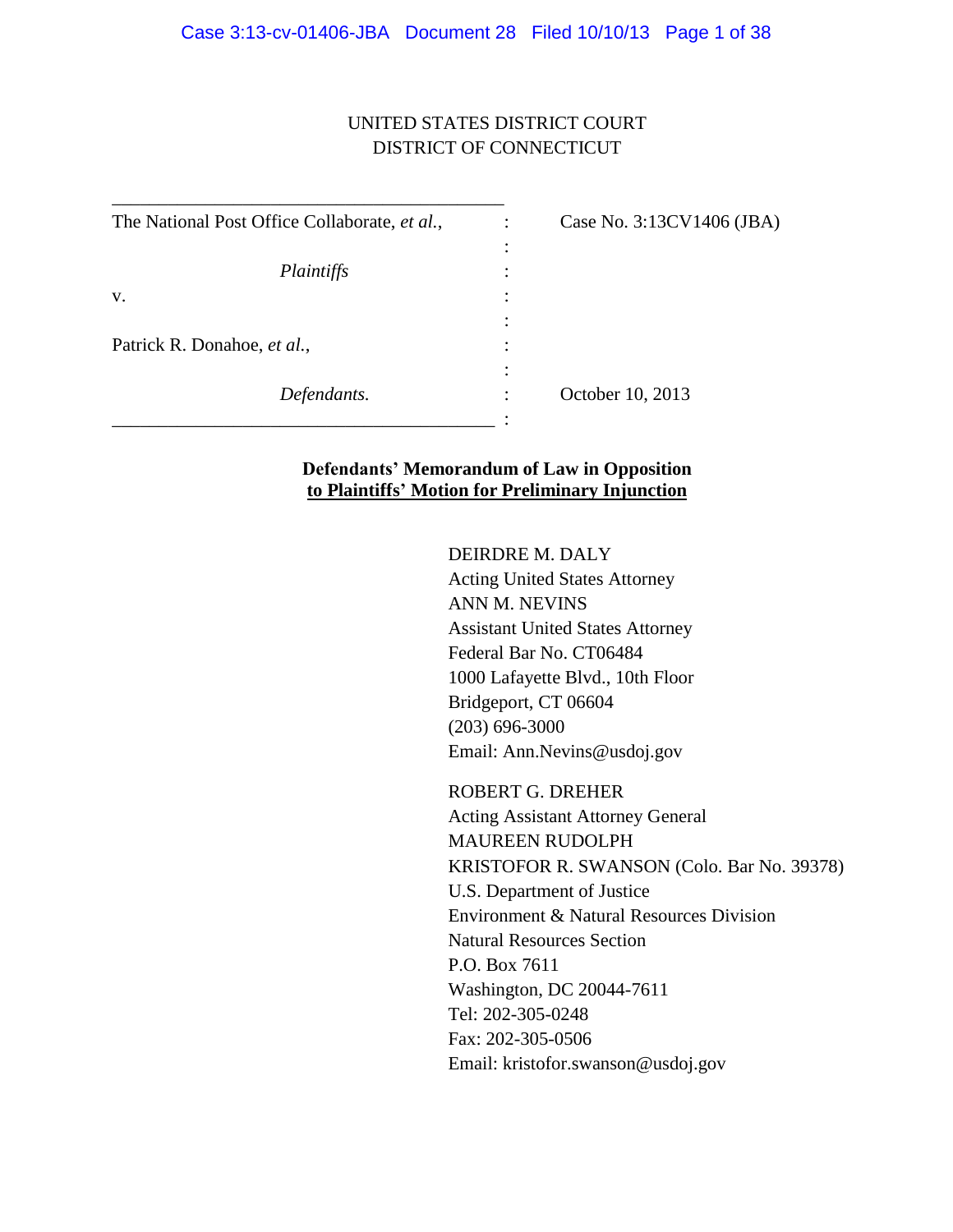UNITED STATES DISTRICT COURT
DISTRICT OF CONNECTICUT

| | | |
|---|---|---|
| The National Post Office Collaborate, *et al.*, | : | Case No. 3:13CV1406 (JBA) |
| | : | |
| *Plaintiffs* | : | |
| v. | : | |
| | : | |
| Patrick R. Donahoe, *et al.*, | : | |
| | : | |
| *Defendants.* | : | October 10, 2013 |
| | : | |

**Defendants' Memorandum of Law in Opposition**
**to Plaintiffs' Motion for Preliminary Injunction**

DEIRDRE M. DALY
Acting United States Attorney
ANN M. NEVINS
Assistant United States Attorney
Federal Bar No. CT06484
1000 Lafayette Blvd., 10th Floor
Bridgeport, CT 06604
(203) 696-3000
Email: Ann.Nevins@usdoj.gov

ROBERT G. DREHER
Acting Assistant Attorney General
MAUREEN RUDOLPH
KRISTOFOR R. SWANSON (Colo. Bar No. 39378)
U.S. Department of Justice
Environment & Natural Resources Division
Natural Resources Section
P.O. Box 7611
Washington, DC 20044-7611
Tel: 202-305-0248
Fax: 202-305-0506
Email: kristofor.swanson@usdoj.gov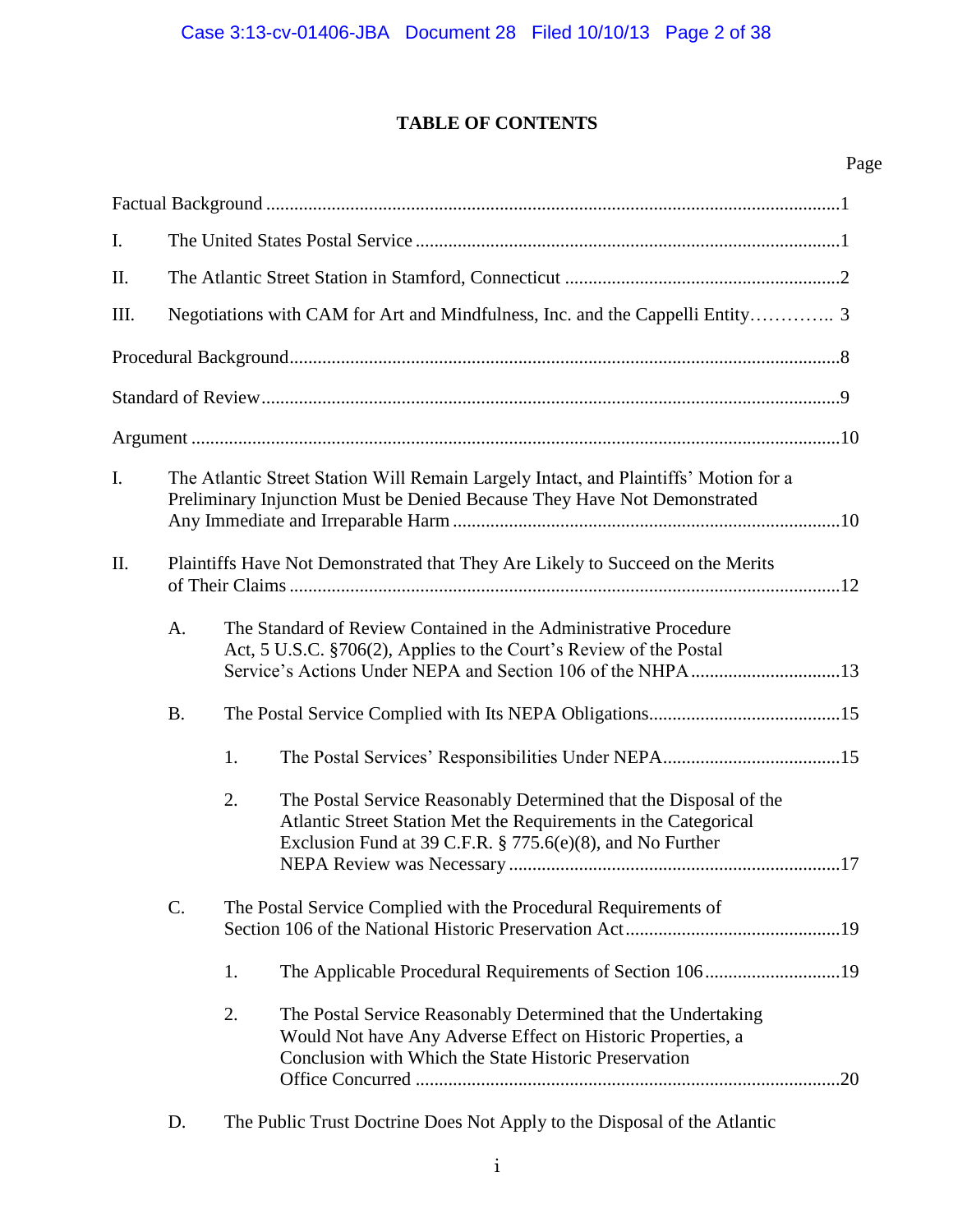# TABLE OF CONTENTS

Page

Factual Background ....................................................................................................................1

I. The United States Postal Service ....................................................................................1

II. The Atlantic Street Station in Stamford, Connecticut ...................................................2

III. Negotiations with CAM for Art and Mindfulness, Inc. and the Cappelli Entity………….. 3

Procedural Background................................................................................................................8

Standard of Review.......................................................................................................................9

Argument ......................................................................................................................................10

I. The Atlantic Street Station Will Remain Largely Intact, and Plaintiffs' Motion for a Preliminary Injunction Must be Denied Because They Have Not Demonstrated Any Immediate and Irreparable Harm ..................................................................................10

II. Plaintiffs Have Not Demonstrated that They Are Likely to Succeed on the Merits of Their Claims ....................................................................................................................12

   A. The Standard of Review Contained in the Administrative Procedure Act, 5 U.S.C. §706(2), Applies to the Court's Review of the Postal Service's Actions Under NEPA and Section 106 of the NHPA ................................13

   B. The Postal Service Complied with Its NEPA Obligations.........................................15

      1. The Postal Services' Responsibilities Under NEPA......................................15

      2. The Postal Service Reasonably Determined that the Disposal of the Atlantic Street Station Met the Requirements in the Categorical Exclusion Fund at 39 C.F.R. § 775.6(e)(8), and No Further NEPA Review was Necessary ......................................................................17

   C. The Postal Service Complied with the Procedural Requirements of Section 106 of the National Historic Preservation Act.............................................19

      1. The Applicable Procedural Requirements of Section 106............................19

      2. The Postal Service Reasonably Determined that the Undertaking Would Not have Any Adverse Effect on Historic Properties, a Conclusion with Which the State Historic Preservation Office Concurred ..........................................................................................20

   D. The Public Trust Doctrine Does Not Apply to the Disposal of the Atlantic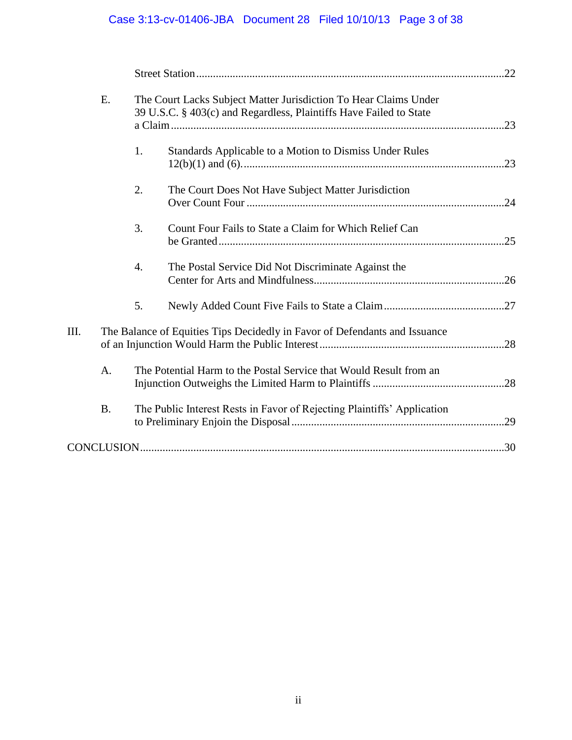Street Station ....................................................................................................................22

E. The Court Lacks Subject Matter Jurisdiction To Hear Claims Under 39 U.S.C. § 403(c) and Regardless, Plaintiffs Have Failed to State a Claim ......................................................................................................................23

1. Standards Applicable to a Motion to Dismiss Under Rules 12(b)(1) and (6). ..............................................................................................23

2. The Court Does Not Have Subject Matter Jurisdiction Over Count Four ...........................................................................................24

3. Count Four Fails to State a Claim for Which Relief Can be Granted ......................................................................................................25

4. The Postal Service Did Not Discriminate Against the Center for Arts and Mindfulness.....................................................................26

5. Newly Added Count Five Fails to State a Claim ...........................................27

III. The Balance of Equities Tips Decidedly in Favor of Defendants and Issuance of an Injunction Would Harm the Public Interest ..................................................................28

A. The Potential Harm to the Postal Service that Would Result from an Injunction Outweighs the Limited Harm to Plaintiffs ...............................................28

B. The Public Interest Rests in Favor of Rejecting Plaintiffs' Application to Preliminary Enjoin the Disposal ...........................................................................29

CONCLUSION.................................................................................................................................30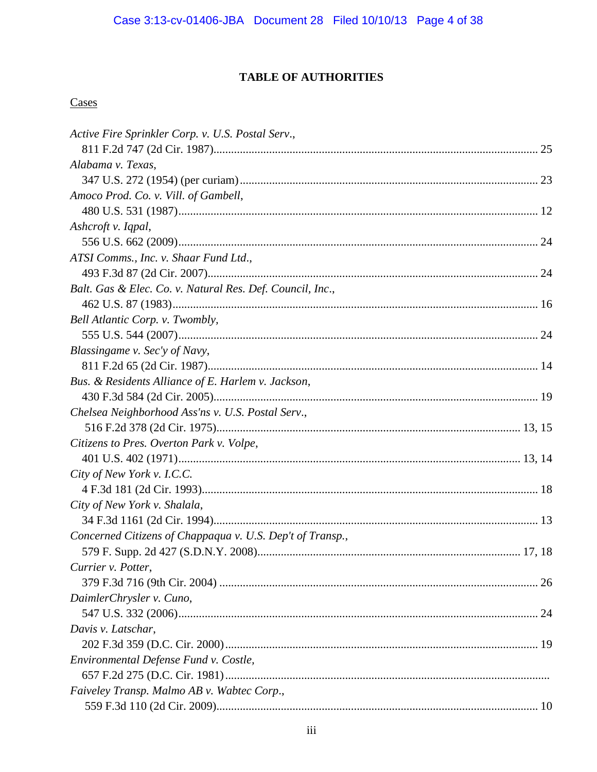# TABLE OF AUTHORITIES

Cases

*Active Fire Sprinkler Corp. v. U.S. Postal Serv.*,
811 F.2d 747 (2d Cir. 1987)............................................................................................... 25

*Alabama v. Texas*,
347 U.S. 272 (1954) (per curiam)........................................................................................ 23

*Amoco Prod. Co. v. Vill. of Gambell*,
480 U.S. 531 (1987)............................................................................................................ 12

*Ashcroft v. Iqpal*,
556 U.S. 662 (2009)............................................................................................................ 24

*ATSI Comms., Inc. v. Shaar Fund Ltd.*,
493 F.3d 87 (2d Cir. 2007)................................................................................................. 24

*Balt. Gas & Elec. Co. v. Natural Res. Def. Council, Inc.*,
462 U.S. 87 (1983).............................................................................................................. 16

*Bell Atlantic Corp. v. Twombly*,
555 U.S. 544 (2007)............................................................................................................ 24

*Blassingame v. Sec'y of Navy*,
811 F.2d 65 (2d Cir. 1987)................................................................................................. 14

*Bus. & Residents Alliance of E. Harlem v. Jackson*,
430 F.3d 584 (2d Cir. 2005)............................................................................................... 19

*Chelsea Neighborhood Ass'ns v. U.S. Postal Serv.*,
516 F.2d 378 (2d Cir. 1975).......................................................................................... 13, 15

*Citizens to Pres. Overton Park v. Volpe*,
401 U.S. 402 (1971)...................................................................................................... 13, 14

*City of New York v. I.C.C.*
4 F.3d 181 (2d Cir. 1993)................................................................................................... 18

*City of New York v. Shalala*,
34 F.3d 1161 (2d Cir. 1994)............................................................................................... 13

*Concerned Citizens of Chappaqua v. U.S. Dep't of Transp.*,
579 F. Supp. 2d 427 (S.D.N.Y. 2008)........................................................................... 17, 18

*Currier v. Potter*,
379 F.3d 716 (9th Cir. 2004) ............................................................................................. 26

*DaimlerChrysler v. Cuno*,
547 U.S. 332 (2006)............................................................................................................ 24

*Davis v. Latschar*,
202 F.3d 359 (D.C. Cir. 2000)............................................................................................ 19

*Environmental Defense Fund v. Costle*,
657 F.2d 275 (D.C. Cir. 1981)...............................................................................................

*Faiveley Transp. Malmo AB v. Wabtec Corp.*,
559 F.3d 110 (2d Cir. 2009)............................................................................................... 10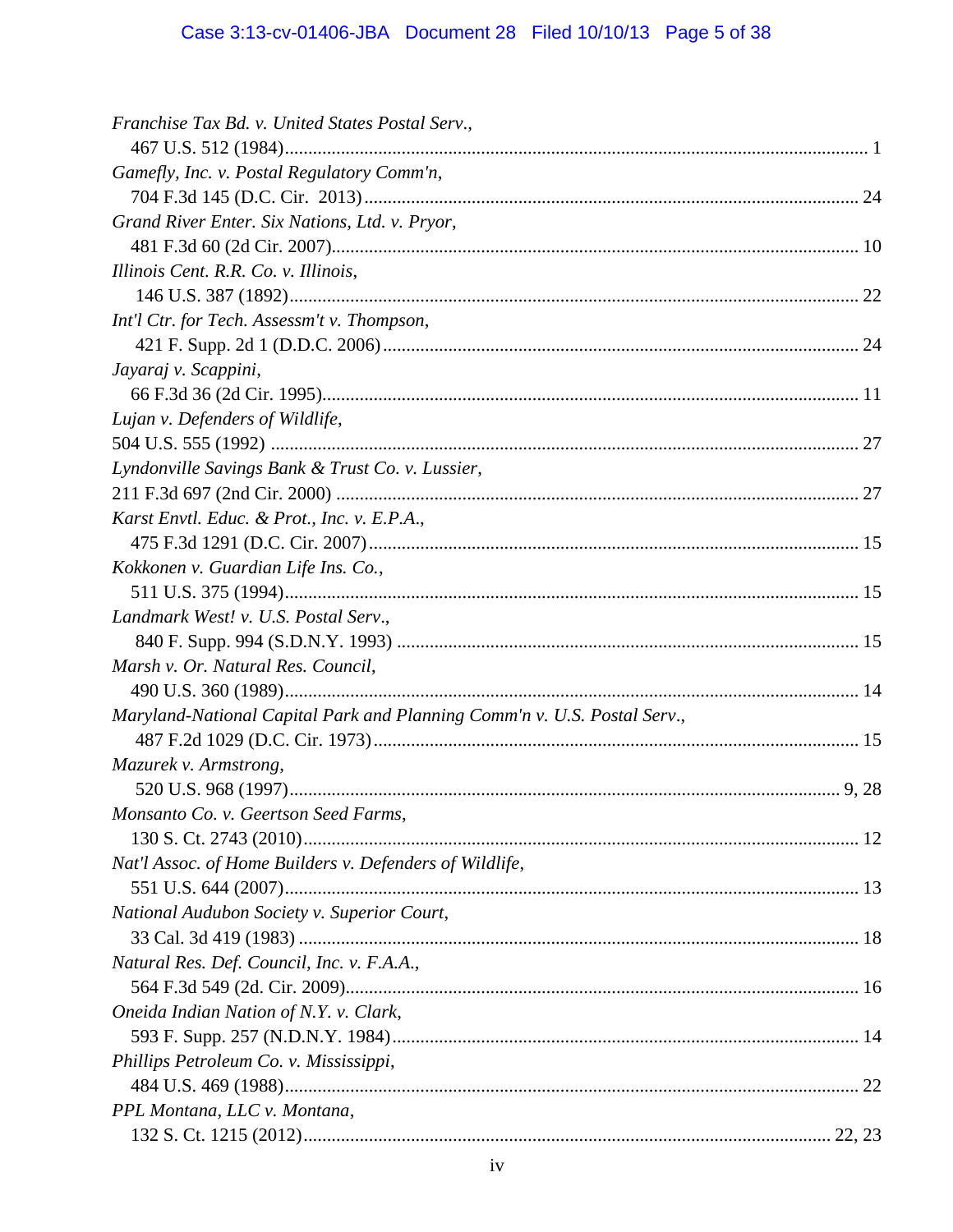*Franchise Tax Bd. v. United States Postal Serv.*,
467 U.S. 512 (1984)........................................................................................................... 1

*Gamefly, Inc. v. Postal Regulatory Comm'n*,
704 F.3d 145 (D.C. Cir. 2013)......................................................................................... 24

*Grand River Enter. Six Nations, Ltd. v. Pryor*,
481 F.3d 60 (2d Cir. 2007)............................................................................................... 10

*Illinois Cent. R.R. Co. v. Illinois*,
146 U.S. 387 (1892).......................................................................................................... 22

*Int'l Ctr. for Tech. Assessm't v. Thompson*,
421 F. Supp. 2d 1 (D.D.C. 2006)...................................................................................... 24

*Jayaraj v. Scappini*,
66 F.3d 36 (2d Cir. 1995).................................................................................................. 11

*Lujan v. Defenders of Wildlife*,
504 U.S. 555 (1992) .......................................................................................................... 27

*Lyndonville Savings Bank & Trust Co. v. Lussier*,
211 F.3d 697 (2nd Cir. 2000) ............................................................................................ 27

*Karst Envtl. Educ. & Prot., Inc. v. E.P.A.*,
475 F.3d 1291 (D.C. Cir. 2007)........................................................................................ 15

*Kokkonen v. Guardian Life Ins. Co.*,
511 U.S. 375 (1994)........................................................................................................... 15

*Landmark West! v. U.S. Postal Serv.*,
840 F. Supp. 994 (S.D.N.Y. 1993) .................................................................................... 15

*Marsh v. Or. Natural Res. Council*,
490 U.S. 360 (1989)........................................................................................................... 14

*Maryland-National Capital Park and Planning Comm'n v. U.S. Postal Serv.*,
487 F.2d 1029 (D.C. Cir. 1973)........................................................................................ 15

*Mazurek v. Armstrong*,
520 U.S. 968 (1997)..................................................................................................... 9, 28

*Monsanto Co. v. Geertson Seed Farms*,
130 S. Ct. 2743 (2010)....................................................................................................... 12

*Nat'l Assoc. of Home Builders v. Defenders of Wildlife*,
551 U.S. 644 (2007)........................................................................................................... 13

*National Audubon Society v. Superior Court*,
33 Cal. 3d 419 (1983) ........................................................................................................ 18

*Natural Res. Def. Council, Inc. v. F.A.A.*,
564 F.3d 549 (2d. Cir. 2009).............................................................................................. 16

*Oneida Indian Nation of N.Y. v. Clark*,
593 F. Supp. 257 (N.D.N.Y. 1984).................................................................................... 14

*Phillips Petroleum Co. v. Mississippi*,
484 U.S. 469 (1988)........................................................................................................... 22

*PPL Montana, LLC v. Montana*,
132 S. Ct. 1215 (2012).................................................................................................. 22, 23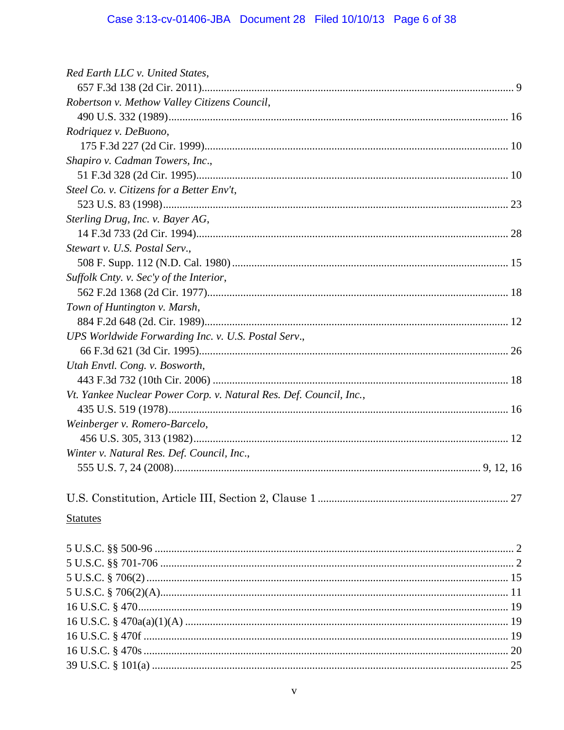*Red Earth LLC v. United States*,
657 F.3d 138 (2d Cir. 2011)....................................................................................................... 9

*Robertson v. Methow Valley Citizens Council*,
490 U.S. 332 (1989)................................................................................................................ 16

*Rodriquez v. DeBuono*,
175 F.3d 227 (2d Cir. 1999).................................................................................................... 10

*Shapiro v. Cadman Towers, Inc.*,
51 F.3d 328 (2d Cir. 1995)...................................................................................................... 10

*Steel Co. v. Citizens for a Better Env't*,
523 U.S. 83 (1998).................................................................................................................. 23

*Sterling Drug, Inc. v. Bayer AG*,
14 F.3d 733 (2d Cir. 1994)...................................................................................................... 28

*Stewart v. U.S. Postal Serv.*,
508 F. Supp. 112 (N.D. Cal. 1980) ......................................................................................... 15

*Suffolk Cnty. v. Sec'y of the Interior*,
562 F.2d 1368 (2d Cir. 1977).................................................................................................. 18

*Town of Huntington v. Marsh*,
884 F.2d 648 (2d. Cir. 1989)................................................................................................... 12

*UPS Worldwide Forwarding Inc. v. U.S. Postal Serv.*,
66 F.3d 621 (3d Cir. 1995)...................................................................................................... 26

*Utah Envtl. Cong. v. Bosworth*,
443 F.3d 732 (10th Cir. 2006) ................................................................................................ 18

*Vt. Yankee Nuclear Power Corp. v. Natural Res. Def. Council, Inc.*,
435 U.S. 519 (1978)................................................................................................................ 16

*Weinberger v. Romero-Barcelo*,
456 U.S. 305, 313 (1982)........................................................................................................ 12

*Winter v. Natural Res. Def. Council, Inc.*,
555 U.S. 7, 24 (2008)............................................................................................... 9, 12, 16

U.S. Constitution, Article III, Section 2, Clause 1 ........................................................................ 27

<u>Statutes</u>

5 U.S.C. §§ 500-96 ........................................................................................................................ 2

5 U.S.C. §§ 701-706 ...................................................................................................................... 2

5 U.S.C. § 706(2) ......................................................................................................................... 15

5 U.S.C. § 706(2)(A)..................................................................................................................... 11

16 U.S.C. § 470............................................................................................................................ 19

16 U.S.C. § 470a(a)(1)(A) ........................................................................................................... 19

16 U.S.C. § 470f .......................................................................................................................... 19

16 U.S.C. § 470s .......................................................................................................................... 20

39 U.S.C. § 101(a) ....................................................................................................................... 25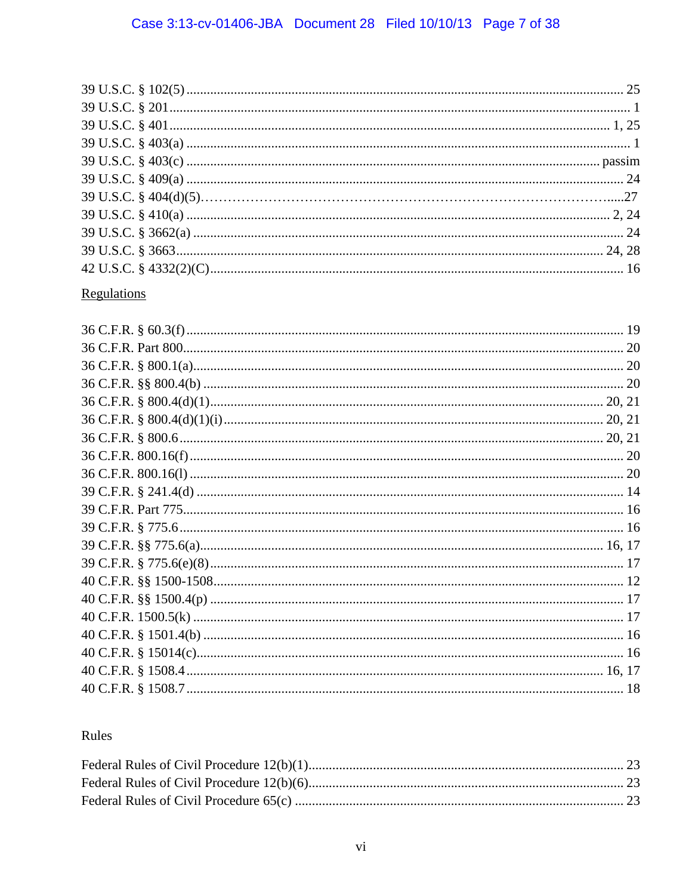39 U.S.C. § 102(5) ........................................................................................................ 25
39 U.S.C. § 201 ............................................................................................................ 1
39 U.S.C. § 401 ....................................................................................................... 1, 25
39 U.S.C. § 403(a) ........................................................................................................ 1
39 U.S.C. § 403(c) ............................................................................................... passim
39 U.S.C. § 409(a) ...................................................................................................... 24
39 U.S.C. § 404(d)(5)......................................................................................................27
39 U.S.C. § 410(a) .................................................................................................. 2, 24
39 U.S.C. § 3662(a) .................................................................................................... 24
39 U.S.C. § 3663 ..................................................................................................... 24, 28
42 U.S.C. § 4332(2)(C) ................................................................................................ 16

<u>Regulations</u>

36 C.F.R. § 60.3(f) ....................................................................................................... 19
36 C.F.R. Part 800 ...................................................................................................... 20
36 C.F.R. § 800.1(a) .................................................................................................... 20
36 C.F.R. §§ 800.4(b) .................................................................................................. 20
36 C.F.R. § 800.4(d)(1) ........................................................................................... 20, 21
36 C.F.R. § 800.4(d)(1)(i) ........................................................................................ 20, 21
36 C.F.R. § 800.6 .................................................................................................... 20, 21
36 C.F.R. 800.16(f) ..................................................................................................... 20
36 C.F.R. 800.16(l) ..................................................................................................... 20
39 C.F.R. § 241.4(d) ................................................................................................... 14
39 C.F.R. Part 775 ...................................................................................................... 16
39 C.F.R. § 775.6 ........................................................................................................ 16
39 C.F.R. §§ 775.6(a) ............................................................................................. 16, 17
39 C.F.R. § 775.6(e)(8) ................................................................................................ 17
40 C.F.R. §§ 1500-1508 ............................................................................................... 12
40 C.F.R. §§ 1500.4(p) ................................................................................................ 17
40 C.F.R. 1500.5(k) .................................................................................................... 17
40 C.F.R. § 1501.4(b) .................................................................................................. 16
40 C.F.R. § 15014(c) ................................................................................................... 16
40 C.F.R. § 1508.4 ................................................................................................... 16, 17
40 C.F.R. § 1508.7 ...................................................................................................... 18

Rules

Federal Rules of Civil Procedure 12(b)(1) ..................................................................... 23
Federal Rules of Civil Procedure 12(b)(6) ..................................................................... 23
Federal Rules of Civil Procedure 65(c) ......................................................................... 23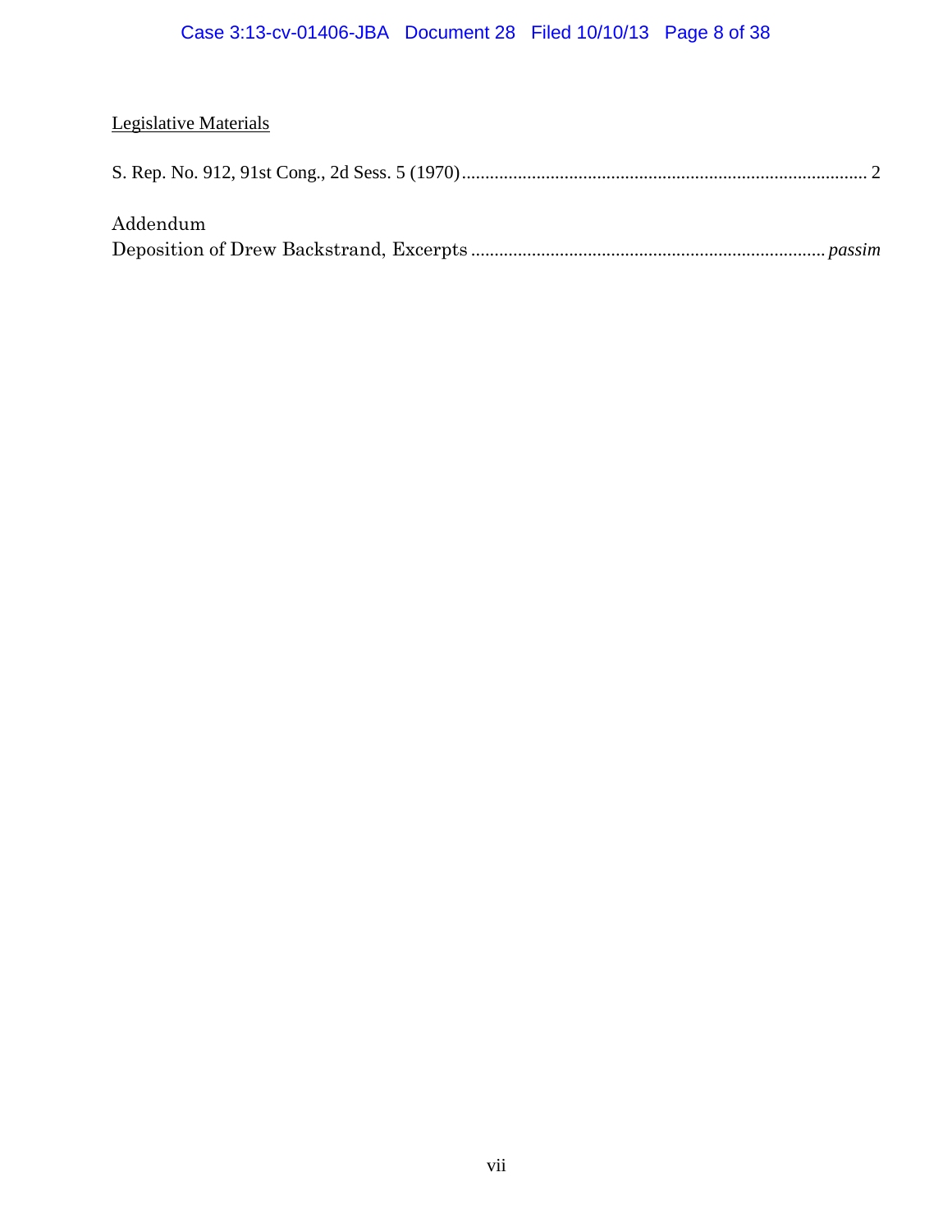<u>Legislative Materials</u>

S. Rep. No. 912, 91st Cong., 2d Sess. 5 (1970) .......................................................................................... 2

Addendum

Deposition of Drew Backstrand, Excerpts ........................................................................... *passim*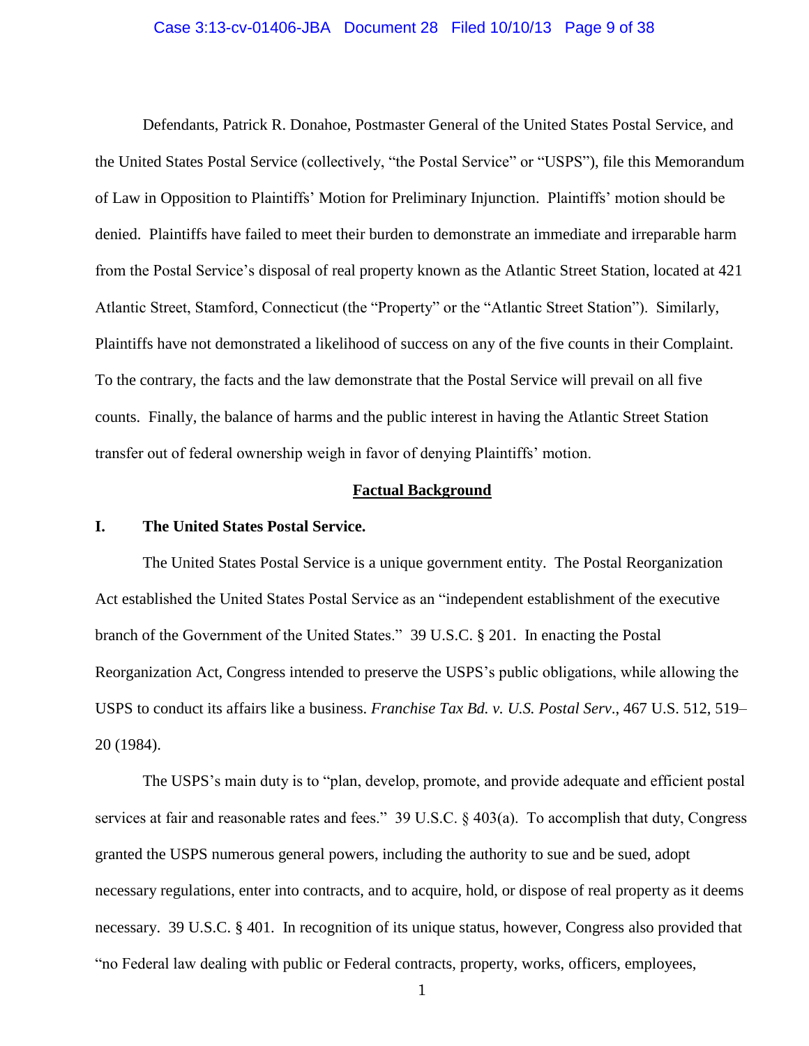Defendants, Patrick R. Donahoe, Postmaster General of the United States Postal Service, and the United States Postal Service (collectively, "the Postal Service" or "USPS"), file this Memorandum of Law in Opposition to Plaintiffs' Motion for Preliminary Injunction. Plaintiffs' motion should be denied. Plaintiffs have failed to meet their burden to demonstrate an immediate and irreparable harm from the Postal Service's disposal of real property known as the Atlantic Street Station, located at 421 Atlantic Street, Stamford, Connecticut (the "Property" or the "Atlantic Street Station"). Similarly, Plaintiffs have not demonstrated a likelihood of success on any of the five counts in their Complaint. To the contrary, the facts and the law demonstrate that the Postal Service will prevail on all five counts. Finally, the balance of harms and the public interest in having the Atlantic Street Station transfer out of federal ownership weigh in favor of denying Plaintiffs' motion.

## **Factual Background**

### **I. The United States Postal Service.**

The United States Postal Service is a unique government entity. The Postal Reorganization Act established the United States Postal Service as an "independent establishment of the executive branch of the Government of the United States." 39 U.S.C. § 201. In enacting the Postal Reorganization Act, Congress intended to preserve the USPS's public obligations, while allowing the USPS to conduct its affairs like a business. *Franchise Tax Bd. v. U.S. Postal Serv.*, 467 U.S. 512, 519–20 (1984).

The USPS's main duty is to "plan, develop, promote, and provide adequate and efficient postal services at fair and reasonable rates and fees." 39 U.S.C. § 403(a). To accomplish that duty, Congress granted the USPS numerous general powers, including the authority to sue and be sued, adopt necessary regulations, enter into contracts, and to acquire, hold, or dispose of real property as it deems necessary. 39 U.S.C. § 401. In recognition of its unique status, however, Congress also provided that "no Federal law dealing with public or Federal contracts, property, works, officers, employees,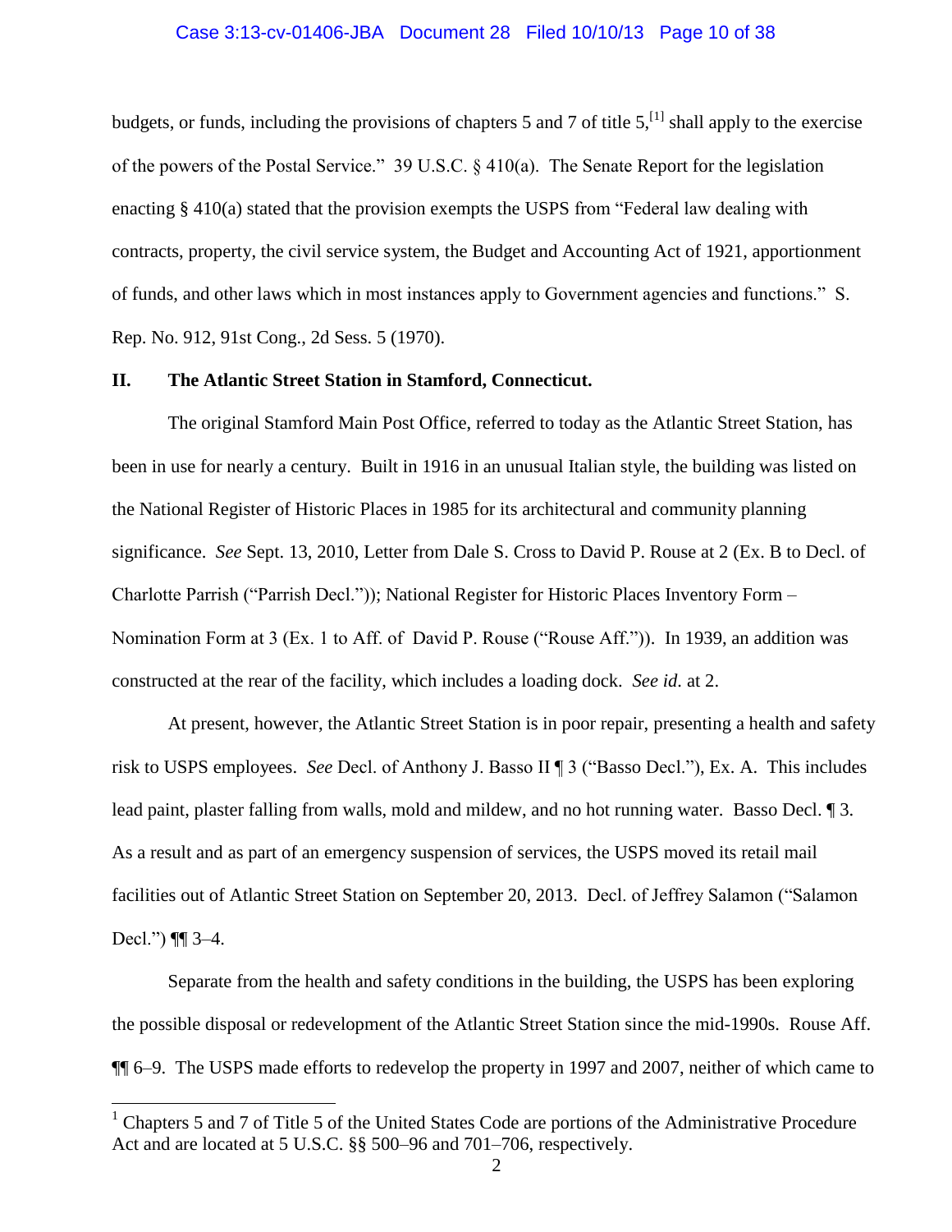budgets, or funds, including the provisions of chapters 5 and 7 of title 5,[1] shall apply to the exercise of the powers of the Postal Service." 39 U.S.C. § 410(a). The Senate Report for the legislation enacting § 410(a) stated that the provision exempts the USPS from "Federal law dealing with contracts, property, the civil service system, the Budget and Accounting Act of 1921, apportionment of funds, and other laws which in most instances apply to Government agencies and functions." S. Rep. No. 912, 91st Cong., 2d Sess. 5 (1970).

## II. The Atlantic Street Station in Stamford, Connecticut.

The original Stamford Main Post Office, referred to today as the Atlantic Street Station, has been in use for nearly a century. Built in 1916 in an unusual Italian style, the building was listed on the National Register of Historic Places in 1985 for its architectural and community planning significance. *See* Sept. 13, 2010, Letter from Dale S. Cross to David P. Rouse at 2 (Ex. B to Decl. of Charlotte Parrish ("Parrish Decl.")); National Register for Historic Places Inventory Form – Nomination Form at 3 (Ex. 1 to Aff. of David P. Rouse ("Rouse Aff.")). In 1939, an addition was constructed at the rear of the facility, which includes a loading dock. *See id.* at 2.

At present, however, the Atlantic Street Station is in poor repair, presenting a health and safety risk to USPS employees. *See* Decl. of Anthony J. Basso II ¶ 3 ("Basso Decl."), Ex. A. This includes lead paint, plaster falling from walls, mold and mildew, and no hot running water. Basso Decl. ¶ 3. As a result and as part of an emergency suspension of services, the USPS moved its retail mail facilities out of Atlantic Street Station on September 20, 2013. Decl. of Jeffrey Salamon ("Salamon Decl.") ¶¶ 3–4.

Separate from the health and safety conditions in the building, the USPS has been exploring the possible disposal or redevelopment of the Atlantic Street Station since the mid-1990s. Rouse Aff. ¶¶ 6–9. The USPS made efforts to redevelop the property in 1997 and 2007, neither of which came to

[1] Chapters 5 and 7 of Title 5 of the United States Code are portions of the Administrative Procedure Act and are located at 5 U.S.C. §§ 500–96 and 701–706, respectively.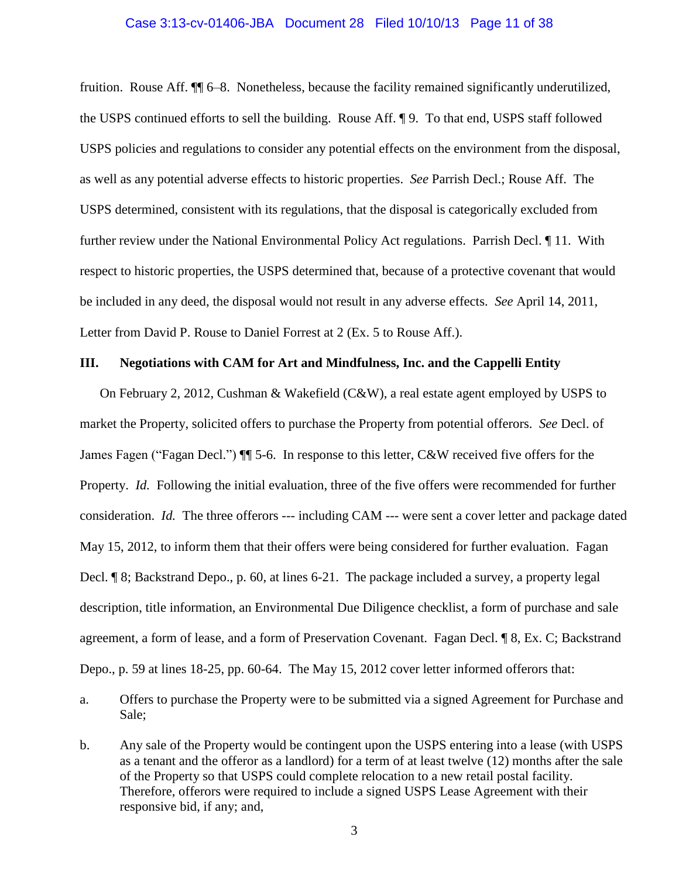fruition. Rouse Aff. ¶¶ 6–8. Nonetheless, because the facility remained significantly underutilized, the USPS continued efforts to sell the building. Rouse Aff. ¶ 9. To that end, USPS staff followed USPS policies and regulations to consider any potential effects on the environment from the disposal, as well as any potential adverse effects to historic properties. *See* Parrish Decl.; Rouse Aff. The USPS determined, consistent with its regulations, that the disposal is categorically excluded from further review under the National Environmental Policy Act regulations. Parrish Decl. ¶ 11. With respect to historic properties, the USPS determined that, because of a protective covenant that would be included in any deed, the disposal would not result in any adverse effects. *See* April 14, 2011, Letter from David P. Rouse to Daniel Forrest at 2 (Ex. 5 to Rouse Aff.).

## III. Negotiations with CAM for Art and Mindfulness, Inc. and the Cappelli Entity

On February 2, 2012, Cushman & Wakefield (C&W), a real estate agent employed by USPS to market the Property, solicited offers to purchase the Property from potential offerors. *See* Decl. of James Fagen ("Fagen Decl.") ¶¶ 5-6. In response to this letter, C&W received five offers for the Property. *Id.* Following the initial evaluation, three of the five offers were recommended for further consideration. *Id.* The three offerors --- including CAM --- were sent a cover letter and package dated May 15, 2012, to inform them that their offers were being considered for further evaluation. Fagen Decl. ¶ 8; Backstrand Depo., p. 60, at lines 6-21. The package included a survey, a property legal description, title information, an Environmental Due Diligence checklist, a form of purchase and sale agreement, a form of lease, and a form of Preservation Covenant. Fagen Decl. ¶ 8, Ex. C; Backstrand Depo., p. 59 at lines 18-25, pp. 60-64. The May 15, 2012 cover letter informed offerors that:

a. Offers to purchase the Property were to be submitted via a signed Agreement for Purchase and Sale;

b. Any sale of the Property would be contingent upon the USPS entering into a lease (with USPS as a tenant and the offeror as a landlord) for a term of at least twelve (12) months after the sale of the Property so that USPS could complete relocation to a new retail postal facility. Therefore, offerors were required to include a signed USPS Lease Agreement with their responsive bid, if any; and,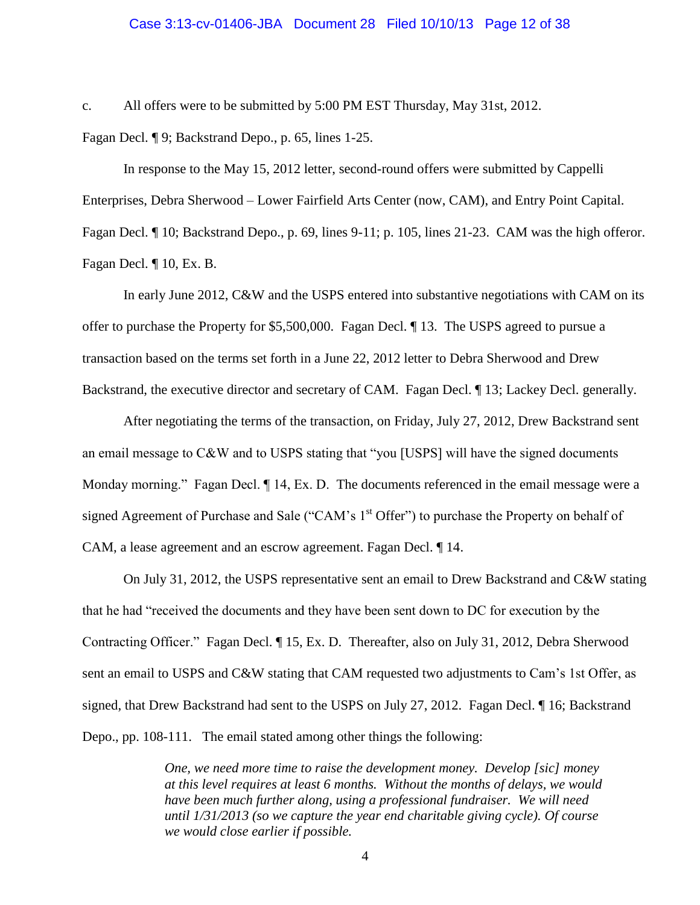c. All offers were to be submitted by 5:00 PM EST Thursday, May 31st, 2012.

Fagan Decl. ¶ 9; Backstrand Depo., p. 65, lines 1-25.

In response to the May 15, 2012 letter, second-round offers were submitted by Cappelli Enterprises, Debra Sherwood – Lower Fairfield Arts Center (now, CAM), and Entry Point Capital. Fagan Decl. ¶ 10; Backstrand Depo., p. 69, lines 9-11; p. 105, lines 21-23. CAM was the high offeror. Fagan Decl. ¶ 10, Ex. B.

In early June 2012, C&W and the USPS entered into substantive negotiations with CAM on its offer to purchase the Property for $5,500,000. Fagan Decl. ¶ 13. The USPS agreed to pursue a transaction based on the terms set forth in a June 22, 2012 letter to Debra Sherwood and Drew Backstrand, the executive director and secretary of CAM. Fagan Decl. ¶ 13; Lackey Decl. generally.

After negotiating the terms of the transaction, on Friday, July 27, 2012, Drew Backstrand sent an email message to C&W and to USPS stating that "you [USPS] will have the signed documents Monday morning." Fagan Decl. ¶ 14, Ex. D. The documents referenced in the email message were a signed Agreement of Purchase and Sale ("CAM's 1st Offer") to purchase the Property on behalf of CAM, a lease agreement and an escrow agreement. Fagan Decl. ¶ 14.

On July 31, 2012, the USPS representative sent an email to Drew Backstrand and C&W stating that he had "received the documents and they have been sent down to DC for execution by the Contracting Officer." Fagan Decl. ¶ 15, Ex. D. Thereafter, also on July 31, 2012, Debra Sherwood sent an email to USPS and C&W stating that CAM requested two adjustments to Cam's 1st Offer, as signed, that Drew Backstrand had sent to the USPS on July 27, 2012. Fagan Decl. ¶ 16; Backstrand Depo., pp. 108-111. The email stated among other things the following:

> *One, we need more time to raise the development money. Develop [sic] money at this level requires at least 6 months. Without the months of delays, we would have been much further along, using a professional fundraiser. We will need until 1/31/2013 (so we capture the year end charitable giving cycle). Of course we would close earlier if possible.*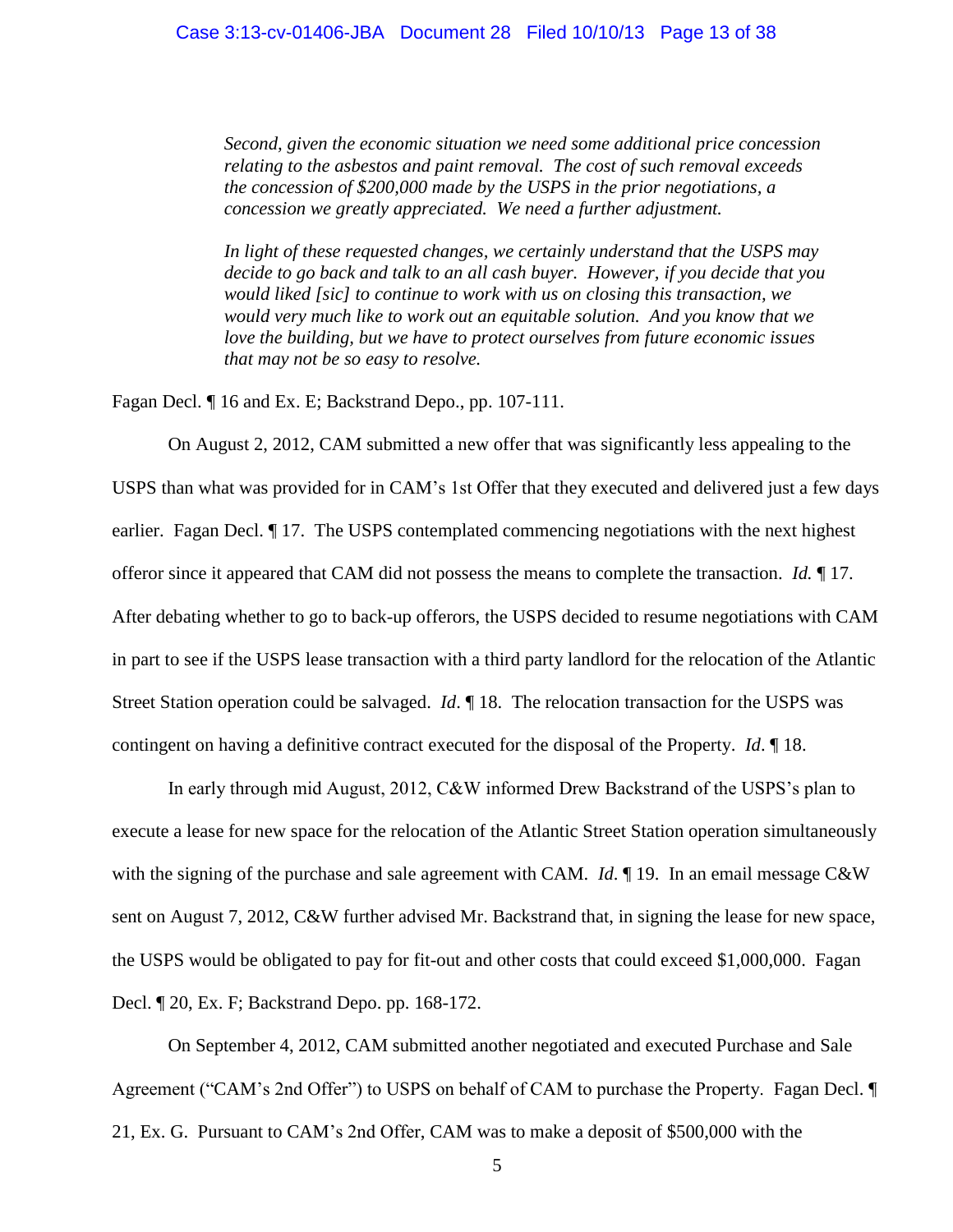> *Second, given the economic situation we need some additional price concession relating to the asbestos and paint removal. The cost of such removal exceeds the concession of $200,000 made by the USPS in the prior negotiations, a concession we greatly appreciated. We need a further adjustment.*
>
> *In light of these requested changes, we certainly understand that the USPS may decide to go back and talk to an all cash buyer. However, if you decide that you would liked [sic] to continue to work with us on closing this transaction, we would very much like to work out an equitable solution. And you know that we love the building, but we have to protect ourselves from future economic issues that may not be so easy to resolve.*

Fagan Decl. ¶ 16 and Ex. E; Backstrand Depo., pp. 107-111.

On August 2, 2012, CAM submitted a new offer that was significantly less appealing to the USPS than what was provided for in CAM's 1st Offer that they executed and delivered just a few days earlier. Fagan Decl. ¶ 17. The USPS contemplated commencing negotiations with the next highest offeror since it appeared that CAM did not possess the means to complete the transaction. *Id.* ¶ 17. After debating whether to go to back-up offerors, the USPS decided to resume negotiations with CAM in part to see if the USPS lease transaction with a third party landlord for the relocation of the Atlantic Street Station operation could be salvaged. *Id*. ¶ 18. The relocation transaction for the USPS was contingent on having a definitive contract executed for the disposal of the Property. *Id*. ¶ 18.

In early through mid August, 2012, C&W informed Drew Backstrand of the USPS's plan to execute a lease for new space for the relocation of the Atlantic Street Station operation simultaneously with the signing of the purchase and sale agreement with CAM. *Id*. ¶ 19. In an email message C&W sent on August 7, 2012, C&W further advised Mr. Backstrand that, in signing the lease for new space, the USPS would be obligated to pay for fit-out and other costs that could exceed $1,000,000. Fagan Decl. ¶ 20, Ex. F; Backstrand Depo. pp. 168-172.

On September 4, 2012, CAM submitted another negotiated and executed Purchase and Sale Agreement ("CAM's 2nd Offer") to USPS on behalf of CAM to purchase the Property. Fagan Decl. ¶ 21, Ex. G. Pursuant to CAM's 2nd Offer, CAM was to make a deposit of $500,000 with the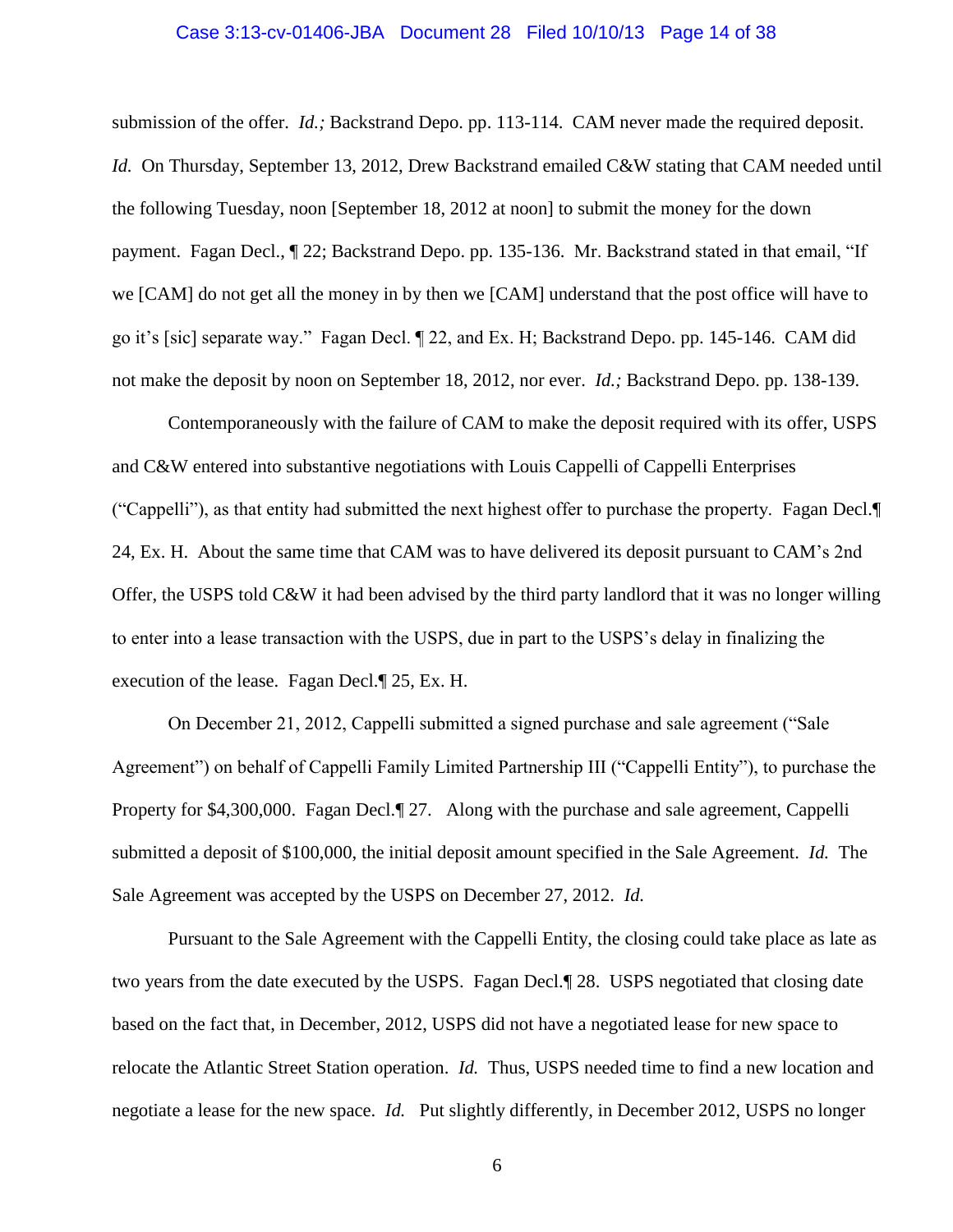submission of the offer. *Id.;* Backstrand Depo. pp. 113-114. CAM never made the required deposit. *Id.* On Thursday, September 13, 2012, Drew Backstrand emailed C&W stating that CAM needed until the following Tuesday, noon [September 18, 2012 at noon] to submit the money for the down payment. Fagan Decl., ¶ 22; Backstrand Depo. pp. 135-136. Mr. Backstrand stated in that email, "If we [CAM] do not get all the money in by then we [CAM] understand that the post office will have to go it's [sic] separate way." Fagan Decl. ¶ 22, and Ex. H; Backstrand Depo. pp. 145-146. CAM did not make the deposit by noon on September 18, 2012, nor ever. *Id.;* Backstrand Depo. pp. 138-139.

Contemporaneously with the failure of CAM to make the deposit required with its offer, USPS and C&W entered into substantive negotiations with Louis Cappelli of Cappelli Enterprises ("Cappelli"), as that entity had submitted the next highest offer to purchase the property. Fagan Decl.¶ 24, Ex. H. About the same time that CAM was to have delivered its deposit pursuant to CAM's 2nd Offer, the USPS told C&W it had been advised by the third party landlord that it was no longer willing to enter into a lease transaction with the USPS, due in part to the USPS's delay in finalizing the execution of the lease. Fagan Decl.¶ 25, Ex. H.

On December 21, 2012, Cappelli submitted a signed purchase and sale agreement ("Sale Agreement") on behalf of Cappelli Family Limited Partnership III ("Cappelli Entity"), to purchase the Property for $4,300,000. Fagan Decl.¶ 27. Along with the purchase and sale agreement, Cappelli submitted a deposit of $100,000, the initial deposit amount specified in the Sale Agreement. *Id.* The Sale Agreement was accepted by the USPS on December 27, 2012. *Id.*

Pursuant to the Sale Agreement with the Cappelli Entity, the closing could take place as late as two years from the date executed by the USPS. Fagan Decl.¶ 28. USPS negotiated that closing date based on the fact that, in December, 2012, USPS did not have a negotiated lease for new space to relocate the Atlantic Street Station operation. *Id.* Thus, USPS needed time to find a new location and negotiate a lease for the new space. *Id.* Put slightly differently, in December 2012, USPS no longer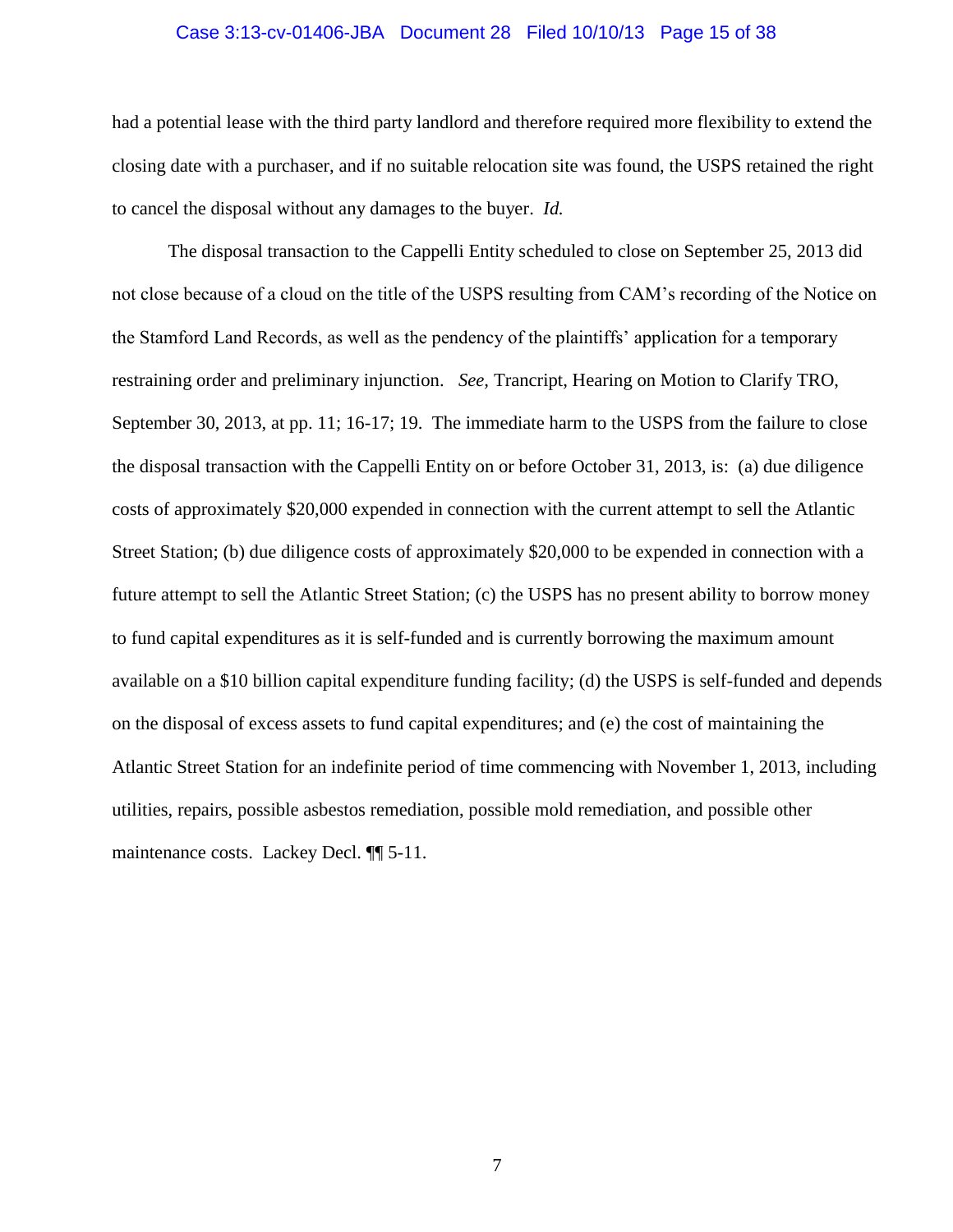had a potential lease with the third party landlord and therefore required more flexibility to extend the closing date with a purchaser, and if no suitable relocation site was found, the USPS retained the right to cancel the disposal without any damages to the buyer. *Id.*

The disposal transaction to the Cappelli Entity scheduled to close on September 25, 2013 did not close because of a cloud on the title of the USPS resulting from CAM's recording of the Notice on the Stamford Land Records, as well as the pendency of the plaintiffs' application for a temporary restraining order and preliminary injunction. *See,* Trancript, Hearing on Motion to Clarify TRO, September 30, 2013, at pp. 11; 16-17; 19. The immediate harm to the USPS from the failure to close the disposal transaction with the Cappelli Entity on or before October 31, 2013, is: (a) due diligence costs of approximately $20,000 expended in connection with the current attempt to sell the Atlantic Street Station; (b) due diligence costs of approximately $20,000 to be expended in connection with a future attempt to sell the Atlantic Street Station; (c) the USPS has no present ability to borrow money to fund capital expenditures as it is self-funded and is currently borrowing the maximum amount available on a $10 billion capital expenditure funding facility; (d) the USPS is self-funded and depends on the disposal of excess assets to fund capital expenditures; and (e) the cost of maintaining the Atlantic Street Station for an indefinite period of time commencing with November 1, 2013, including utilities, repairs, possible asbestos remediation, possible mold remediation, and possible other maintenance costs. Lackey Decl. ¶¶ 5-11.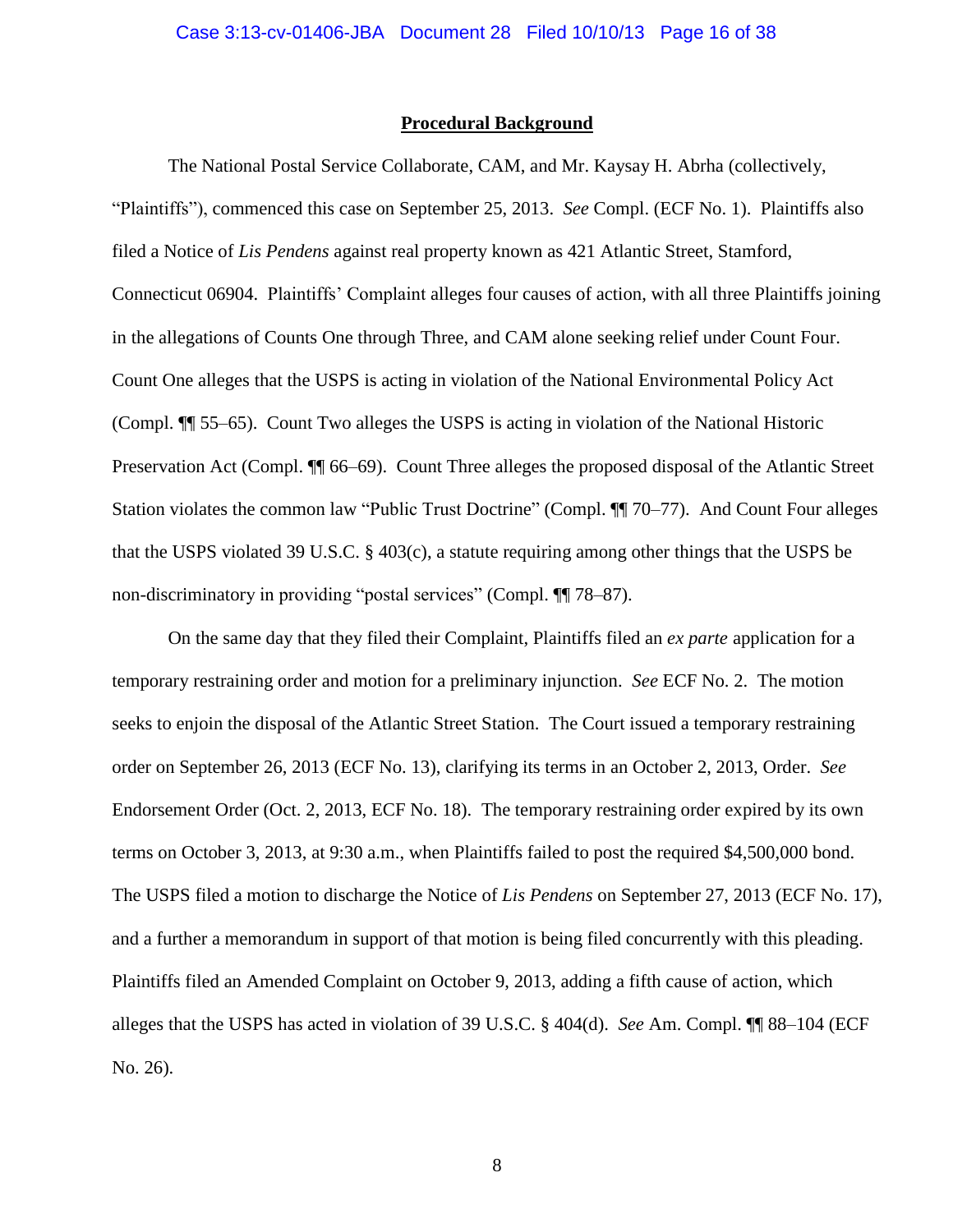## Procedural Background

The National Postal Service Collaborate, CAM, and Mr. Kaysay H. Abrha (collectively, "Plaintiffs"), commenced this case on September 25, 2013. *See* Compl. (ECF No. 1). Plaintiffs also filed a Notice of *Lis Pendens* against real property known as 421 Atlantic Street, Stamford, Connecticut 06904. Plaintiffs' Complaint alleges four causes of action, with all three Plaintiffs joining in the allegations of Counts One through Three, and CAM alone seeking relief under Count Four. Count One alleges that the USPS is acting in violation of the National Environmental Policy Act (Compl. ¶¶ 55–65). Count Two alleges the USPS is acting in violation of the National Historic Preservation Act (Compl. ¶¶ 66–69). Count Three alleges the proposed disposal of the Atlantic Street Station violates the common law "Public Trust Doctrine" (Compl. ¶¶ 70–77). And Count Four alleges that the USPS violated 39 U.S.C. § 403(c), a statute requiring among other things that the USPS be non-discriminatory in providing "postal services" (Compl. ¶¶ 78–87).

On the same day that they filed their Complaint, Plaintiffs filed an *ex parte* application for a temporary restraining order and motion for a preliminary injunction. *See* ECF No. 2. The motion seeks to enjoin the disposal of the Atlantic Street Station. The Court issued a temporary restraining order on September 26, 2013 (ECF No. 13), clarifying its terms in an October 2, 2013, Order. *See* Endorsement Order (Oct. 2, 2013, ECF No. 18). The temporary restraining order expired by its own terms on October 3, 2013, at 9:30 a.m., when Plaintiffs failed to post the required $4,500,000 bond. The USPS filed a motion to discharge the Notice of *Lis Pendens* on September 27, 2013 (ECF No. 17), and a further a memorandum in support of that motion is being filed concurrently with this pleading. Plaintiffs filed an Amended Complaint on October 9, 2013, adding a fifth cause of action, which alleges that the USPS has acted in violation of 39 U.S.C. § 404(d). *See* Am. Compl. ¶¶ 88–104 (ECF No. 26).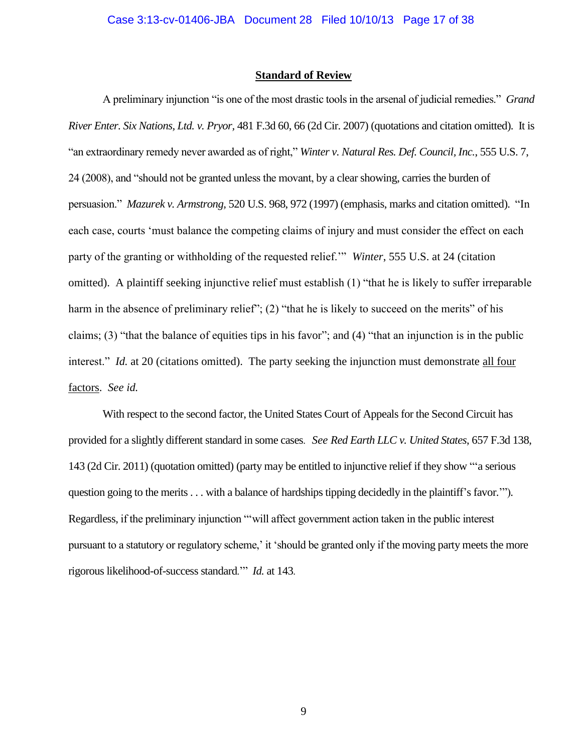**Standard of Review**

A preliminary injunction "is one of the most drastic tools in the arsenal of judicial remedies." *Grand River Enter. Six Nations, Ltd. v. Pryor*, 481 F.3d 60, 66 (2d Cir. 2007) (quotations and citation omitted). It is "an extraordinary remedy never awarded as of right," *Winter v. Natural Res. Def. Council, Inc.*, 555 U.S. 7, 24 (2008), and "should not be granted unless the movant, by a clear showing, carries the burden of persuasion." *Mazurek v. Armstrong*, 520 U.S. 968, 972 (1997) (emphasis, marks and citation omitted). "In each case, courts 'must balance the competing claims of injury and must consider the effect on each party of the granting or withholding of the requested relief.'" *Winter*, 555 U.S. at 24 (citation omitted). A plaintiff seeking injunctive relief must establish (1) "that he is likely to suffer irreparable harm in the absence of preliminary relief"; (2) "that he is likely to succeed on the merits" of his claims; (3) "that the balance of equities tips in his favor"; and (4) "that an injunction is in the public interest." *Id.* at 20 (citations omitted). The party seeking the injunction must demonstrate <u>all four factors</u>. *See id.*

With respect to the second factor, the United States Court of Appeals for the Second Circuit has provided for a slightly different standard in some cases. *See Red Earth LLC v. United States*, 657 F.3d 138, 143 (2d Cir. 2011) (quotation omitted) (party may be entitled to injunctive relief if they show "'a serious question going to the merits . . . with a balance of hardships tipping decidedly in the plaintiff's favor.'"). Regardless, if the preliminary injunction "'will affect government action taken in the public interest pursuant to a statutory or regulatory scheme,' it 'should be granted only if the moving party meets the more rigorous likelihood-of-success standard.'" *Id.* at 143.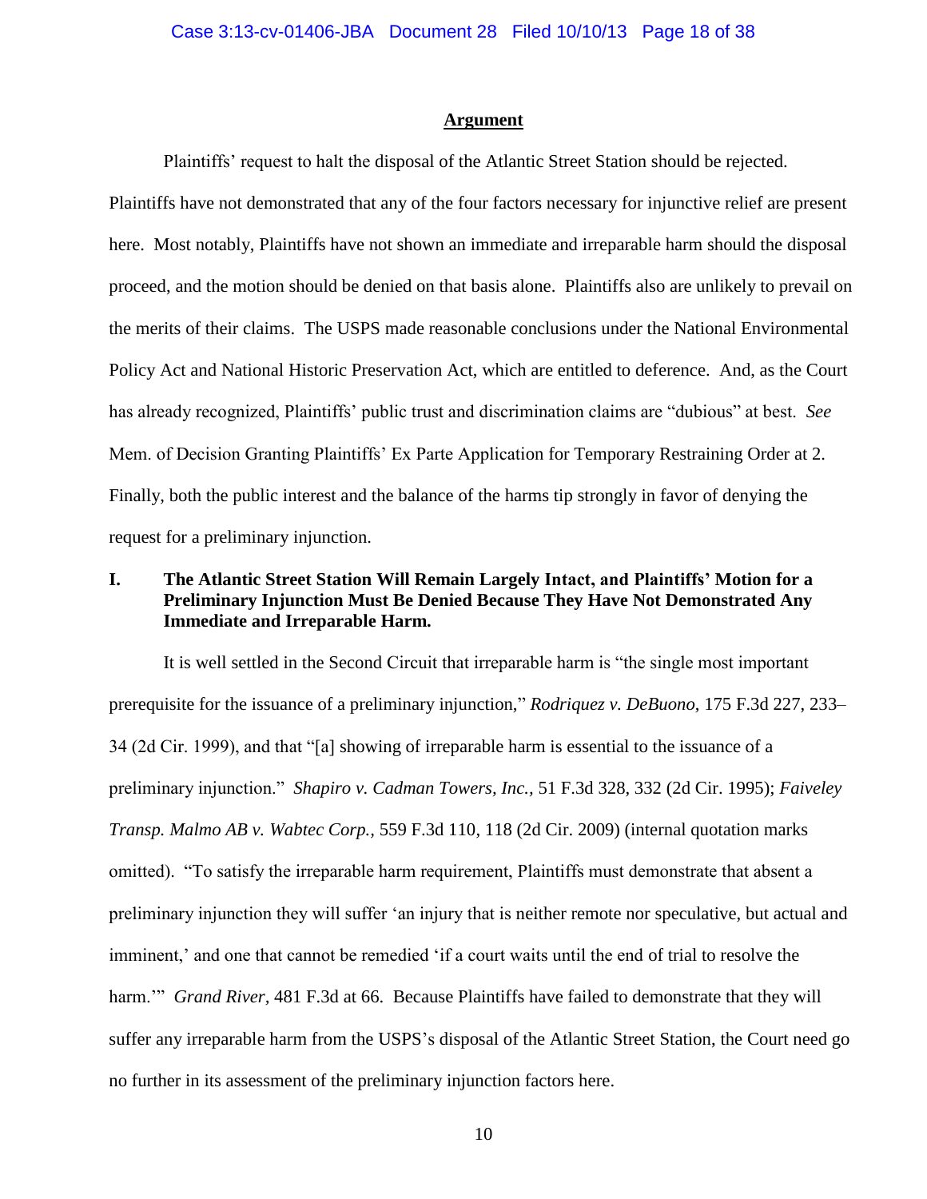## Argument

Plaintiffs' request to halt the disposal of the Atlantic Street Station should be rejected. Plaintiffs have not demonstrated that any of the four factors necessary for injunctive relief are present here. Most notably, Plaintiffs have not shown an immediate and irreparable harm should the disposal proceed, and the motion should be denied on that basis alone. Plaintiffs also are unlikely to prevail on the merits of their claims. The USPS made reasonable conclusions under the National Environmental Policy Act and National Historic Preservation Act, which are entitled to deference. And, as the Court has already recognized, Plaintiffs' public trust and discrimination claims are "dubious" at best. *See* Mem. of Decision Granting Plaintiffs' Ex Parte Application for Temporary Restraining Order at 2. Finally, both the public interest and the balance of the harms tip strongly in favor of denying the request for a preliminary injunction.

### I. The Atlantic Street Station Will Remain Largely Intact, and Plaintiffs' Motion for a Preliminary Injunction Must Be Denied Because They Have Not Demonstrated Any Immediate and Irreparable Harm.

It is well settled in the Second Circuit that irreparable harm is "the single most important prerequisite for the issuance of a preliminary injunction," *Rodriquez v. DeBuono*, 175 F.3d 227, 233–34 (2d Cir. 1999), and that "[a] showing of irreparable harm is essential to the issuance of a preliminary injunction." *Shapiro v. Cadman Towers, Inc.,* 51 F.3d 328, 332 (2d Cir. 1995); *Faiveley Transp. Malmo AB v. Wabtec Corp.,* 559 F.3d 110, 118 (2d Cir. 2009) (internal quotation marks omitted). "To satisfy the irreparable harm requirement, Plaintiffs must demonstrate that absent a preliminary injunction they will suffer 'an injury that is neither remote nor speculative, but actual and imminent,' and one that cannot be remedied 'if a court waits until the end of trial to resolve the harm.'" *Grand River*, 481 F.3d at 66. Because Plaintiffs have failed to demonstrate that they will suffer any irreparable harm from the USPS's disposal of the Atlantic Street Station, the Court need go no further in its assessment of the preliminary injunction factors here.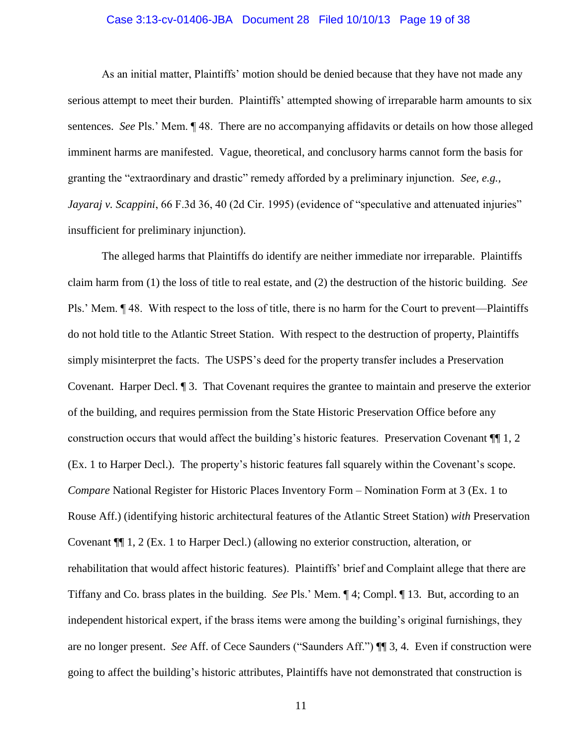As an initial matter, Plaintiffs' motion should be denied because that they have not made any serious attempt to meet their burden. Plaintiffs' attempted showing of irreparable harm amounts to six sentences. *See* Pls.' Mem. ¶ 48. There are no accompanying affidavits or details on how those alleged imminent harms are manifested. Vague, theoretical, and conclusory harms cannot form the basis for granting the "extraordinary and drastic" remedy afforded by a preliminary injunction. *See, e.g.*, *Jayaraj v. Scappini*, 66 F.3d 36, 40 (2d Cir. 1995) (evidence of "speculative and attenuated injuries" insufficient for preliminary injunction).

The alleged harms that Plaintiffs do identify are neither immediate nor irreparable. Plaintiffs claim harm from (1) the loss of title to real estate, and (2) the destruction of the historic building. *See* Pls.' Mem. ¶ 48. With respect to the loss of title, there is no harm for the Court to prevent—Plaintiffs do not hold title to the Atlantic Street Station. With respect to the destruction of property, Plaintiffs simply misinterpret the facts. The USPS's deed for the property transfer includes a Preservation Covenant. Harper Decl. ¶ 3. That Covenant requires the grantee to maintain and preserve the exterior of the building, and requires permission from the State Historic Preservation Office before any construction occurs that would affect the building's historic features. Preservation Covenant ¶¶ 1, 2 (Ex. 1 to Harper Decl.). The property's historic features fall squarely within the Covenant's scope. *Compare* National Register for Historic Places Inventory Form – Nomination Form at 3 (Ex. 1 to Rouse Aff.) (identifying historic architectural features of the Atlantic Street Station) *with* Preservation Covenant ¶¶ 1, 2 (Ex. 1 to Harper Decl.) (allowing no exterior construction, alteration, or rehabilitation that would affect historic features). Plaintiffs' brief and Complaint allege that there are Tiffany and Co. brass plates in the building. *See* Pls.' Mem. ¶ 4; Compl. ¶ 13. But, according to an independent historical expert, if the brass items were among the building's original furnishings, they are no longer present. *See* Aff. of Cece Saunders ("Saunders Aff.") ¶¶ 3, 4. Even if construction were going to affect the building's historic attributes, Plaintiffs have not demonstrated that construction is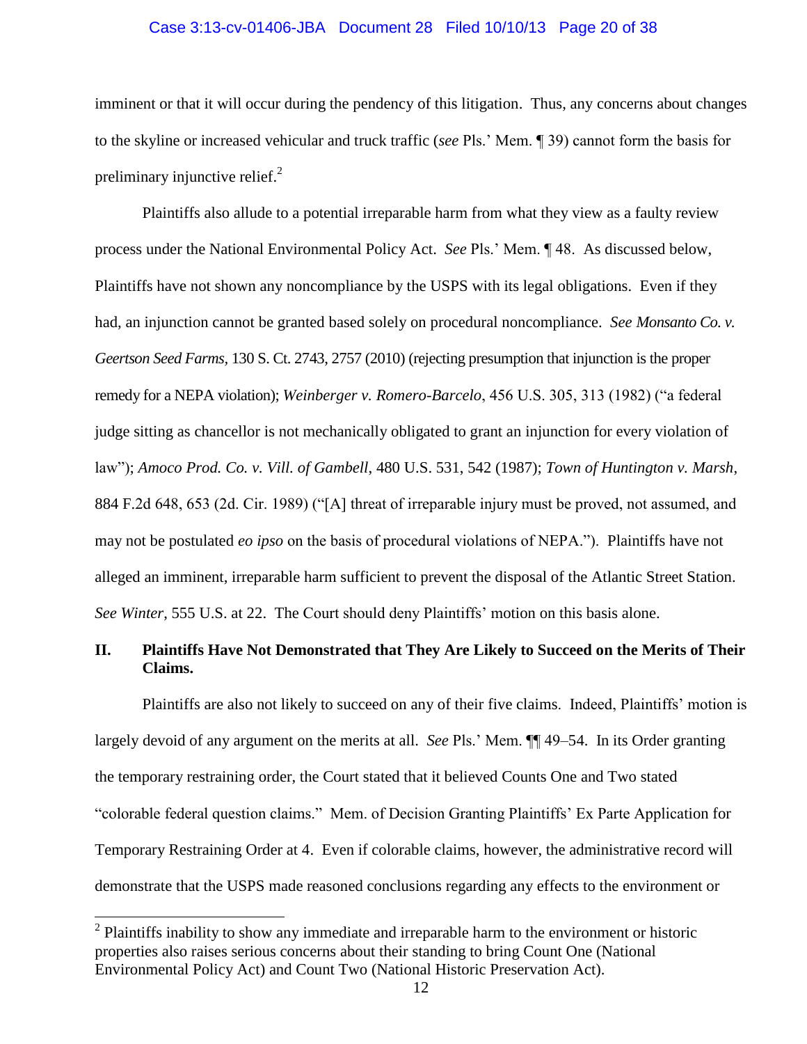imminent or that it will occur during the pendency of this litigation. Thus, any concerns about changes to the skyline or increased vehicular and truck traffic (*see* Pls.' Mem. ¶ 39) cannot form the basis for preliminary injunctive relief.[2]

Plaintiffs also allude to a potential irreparable harm from what they view as a faulty review process under the National Environmental Policy Act. *See* Pls.' Mem. ¶ 48. As discussed below, Plaintiffs have not shown any noncompliance by the USPS with its legal obligations. Even if they had, an injunction cannot be granted based solely on procedural noncompliance. *See Monsanto Co. v. Geertson Seed Farms*, 130 S. Ct. 2743, 2757 (2010) (rejecting presumption that injunction is the proper remedy for a NEPA violation); *Weinberger v. Romero-Barcelo*, 456 U.S. 305, 313 (1982) ("a federal judge sitting as chancellor is not mechanically obligated to grant an injunction for every violation of law"); *Amoco Prod. Co. v. Vill. of Gambell*, 480 U.S. 531, 542 (1987); *Town of Huntington v. Marsh*, 884 F.2d 648, 653 (2d. Cir. 1989) ("[A] threat of irreparable injury must be proved, not assumed, and may not be postulated *eo ipso* on the basis of procedural violations of NEPA."). Plaintiffs have not alleged an imminent, irreparable harm sufficient to prevent the disposal of the Atlantic Street Station. *See Winter*, 555 U.S. at 22. The Court should deny Plaintiffs' motion on this basis alone.

## II. Plaintiffs Have Not Demonstrated that They Are Likely to Succeed on the Merits of Their Claims.

Plaintiffs are also not likely to succeed on any of their five claims. Indeed, Plaintiffs' motion is largely devoid of any argument on the merits at all. *See* Pls.' Mem. ¶¶ 49–54. In its Order granting the temporary restraining order, the Court stated that it believed Counts One and Two stated "colorable federal question claims." Mem. of Decision Granting Plaintiffs' Ex Parte Application for Temporary Restraining Order at 4. Even if colorable claims, however, the administrative record will demonstrate that the USPS made reasoned conclusions regarding any effects to the environment or

[2] Plaintiffs inability to show any immediate and irreparable harm to the environment or historic properties also raises serious concerns about their standing to bring Count One (National Environmental Policy Act) and Count Two (National Historic Preservation Act).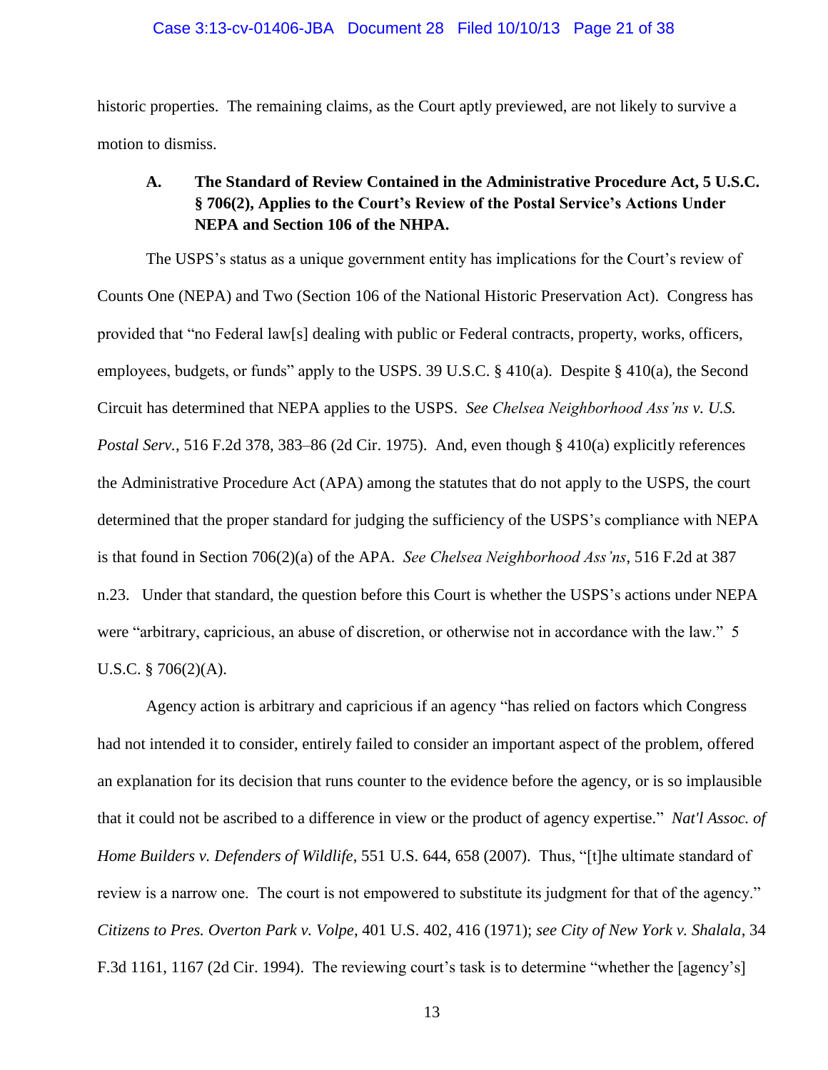historic properties. The remaining claims, as the Court aptly previewed, are not likely to survive a motion to dismiss.

### A. The Standard of Review Contained in the Administrative Procedure Act, 5 U.S.C. § 706(2), Applies to the Court's Review of the Postal Service's Actions Under NEPA and Section 106 of the NHPA.

The USPS's status as a unique government entity has implications for the Court's review of Counts One (NEPA) and Two (Section 106 of the National Historic Preservation Act). Congress has provided that "no Federal law[s] dealing with public or Federal contracts, property, works, officers, employees, budgets, or funds" apply to the USPS. 39 U.S.C. § 410(a). Despite § 410(a), the Second Circuit has determined that NEPA applies to the USPS. *See Chelsea Neighborhood Ass'ns v. U.S. Postal Serv.*, 516 F.2d 378, 383–86 (2d Cir. 1975). And, even though § 410(a) explicitly references the Administrative Procedure Act (APA) among the statutes that do not apply to the USPS, the court determined that the proper standard for judging the sufficiency of the USPS's compliance with NEPA is that found in Section 706(2)(a) of the APA. *See Chelsea Neighborhood Ass'ns*, 516 F.2d at 387 n.23. Under that standard, the question before this Court is whether the USPS's actions under NEPA were "arbitrary, capricious, an abuse of discretion, or otherwise not in accordance with the law." 5 U.S.C. § 706(2)(A).

Agency action is arbitrary and capricious if an agency "has relied on factors which Congress had not intended it to consider, entirely failed to consider an important aspect of the problem, offered an explanation for its decision that runs counter to the evidence before the agency, or is so implausible that it could not be ascribed to a difference in view or the product of agency expertise." *Nat'l Assoc. of Home Builders v. Defenders of Wildlife*, 551 U.S. 644, 658 (2007). Thus, "[t]he ultimate standard of review is a narrow one. The court is not empowered to substitute its judgment for that of the agency." *Citizens to Pres. Overton Park v. Volpe*, 401 U.S. 402, 416 (1971); *see City of New York v. Shalala*, 34 F.3d 1161, 1167 (2d Cir. 1994). The reviewing court's task is to determine "whether the [agency's]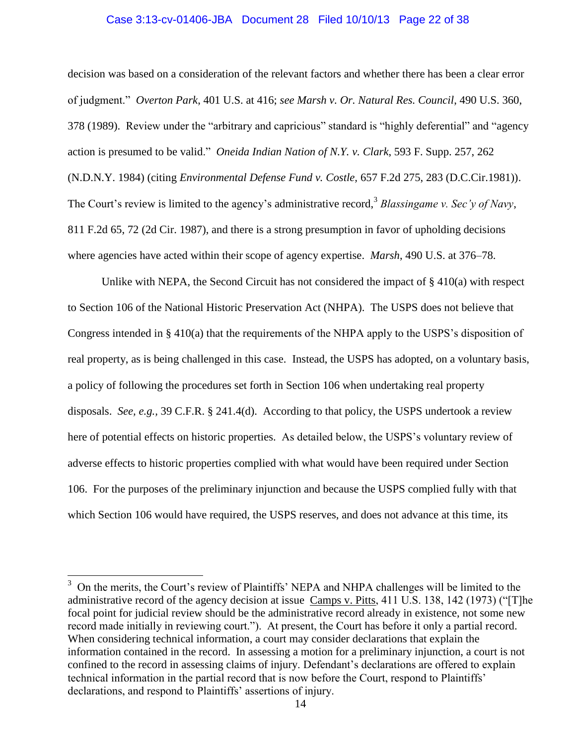decision was based on a consideration of the relevant factors and whether there has been a clear error of judgment." *Overton Park*, 401 U.S. at 416; *see Marsh v. Or. Natural Res. Council*, 490 U.S. 360, 378 (1989). Review under the "arbitrary and capricious" standard is "highly deferential" and "agency action is presumed to be valid." *Oneida Indian Nation of N.Y. v. Clark*, 593 F. Supp. 257, 262 (N.D.N.Y. 1984) (citing *Environmental Defense Fund v. Costle,* 657 F.2d 275, 283 (D.C.Cir.1981)). The Court's review is limited to the agency's administrative record,[3] *Blassingame v. Sec'y of Navy*, 811 F.2d 65, 72 (2d Cir. 1987), and there is a strong presumption in favor of upholding decisions where agencies have acted within their scope of agency expertise. *Marsh*, 490 U.S. at 376–78.

Unlike with NEPA, the Second Circuit has not considered the impact of § 410(a) with respect to Section 106 of the National Historic Preservation Act (NHPA). The USPS does not believe that Congress intended in § 410(a) that the requirements of the NHPA apply to the USPS's disposition of real property, as is being challenged in this case. Instead, the USPS has adopted, on a voluntary basis, a policy of following the procedures set forth in Section 106 when undertaking real property disposals. *See, e.g.,* 39 C.F.R. § 241.4(d). According to that policy, the USPS undertook a review here of potential effects on historic properties. As detailed below, the USPS's voluntary review of adverse effects to historic properties complied with what would have been required under Section 106. For the purposes of the preliminary injunction and because the USPS complied fully with that which Section 106 would have required, the USPS reserves, and does not advance at this time, its

---

[3] On the merits, the Court's review of Plaintiffs' NEPA and NHPA challenges will be limited to the administrative record of the agency decision at issue Camps v. Pitts, 411 U.S. 138, 142 (1973) ("[T]he focal point for judicial review should be the administrative record already in existence, not some new record made initially in reviewing court."). At present, the Court has before it only a partial record. When considering technical information, a court may consider declarations that explain the information contained in the record. In assessing a motion for a preliminary injunction, a court is not confined to the record in assessing claims of injury. Defendant's declarations are offered to explain technical information in the partial record that is now before the Court, respond to Plaintiffs' declarations, and respond to Plaintiffs' assertions of injury.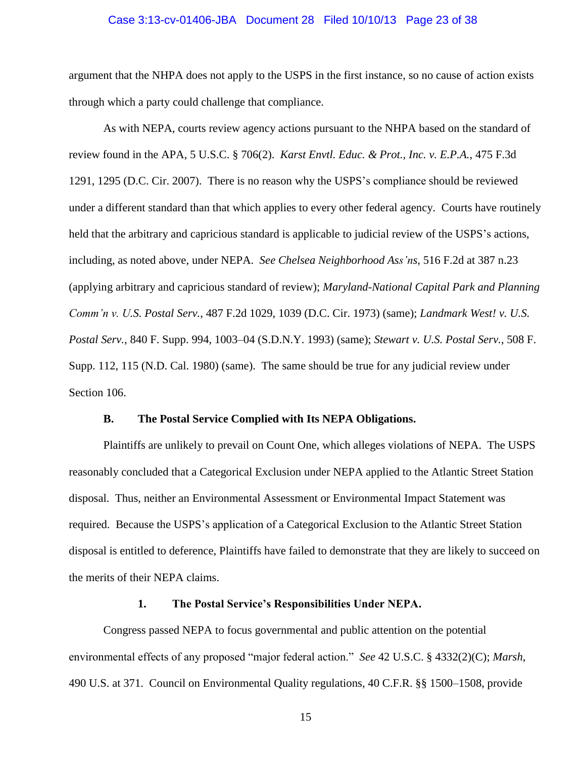argument that the NHPA does not apply to the USPS in the first instance, so no cause of action exists through which a party could challenge that compliance.

As with NEPA, courts review agency actions pursuant to the NHPA based on the standard of review found in the APA, 5 U.S.C. § 706(2). *Karst Envtl. Educ. & Prot., Inc. v. E.P.A.*, 475 F.3d 1291, 1295 (D.C. Cir. 2007). There is no reason why the USPS's compliance should be reviewed under a different standard than that which applies to every other federal agency. Courts have routinely held that the arbitrary and capricious standard is applicable to judicial review of the USPS's actions, including, as noted above, under NEPA. *See Chelsea Neighborhood Ass'ns*, 516 F.2d at 387 n.23 (applying arbitrary and capricious standard of review); *Maryland-National Capital Park and Planning Comm'n v. U.S. Postal Serv.*, 487 F.2d 1029, 1039 (D.C. Cir. 1973) (same); *Landmark West! v. U.S. Postal Serv.*, 840 F. Supp. 994, 1003–04 (S.D.N.Y. 1993) (same); *Stewart v. U.S. Postal Serv.*, 508 F. Supp. 112, 115 (N.D. Cal. 1980) (same). The same should be true for any judicial review under Section 106.

### B. The Postal Service Complied with Its NEPA Obligations.

Plaintiffs are unlikely to prevail on Count One, which alleges violations of NEPA. The USPS reasonably concluded that a Categorical Exclusion under NEPA applied to the Atlantic Street Station disposal. Thus, neither an Environmental Assessment or Environmental Impact Statement was required. Because the USPS's application of a Categorical Exclusion to the Atlantic Street Station disposal is entitled to deference, Plaintiffs have failed to demonstrate that they are likely to succeed on the merits of their NEPA claims.

#### 1. The Postal Service's Responsibilities Under NEPA.

Congress passed NEPA to focus governmental and public attention on the potential environmental effects of any proposed "major federal action." *See* 42 U.S.C. § 4332(2)(C); *Marsh*, 490 U.S. at 371. Council on Environmental Quality regulations, 40 C.F.R. §§ 1500–1508, provide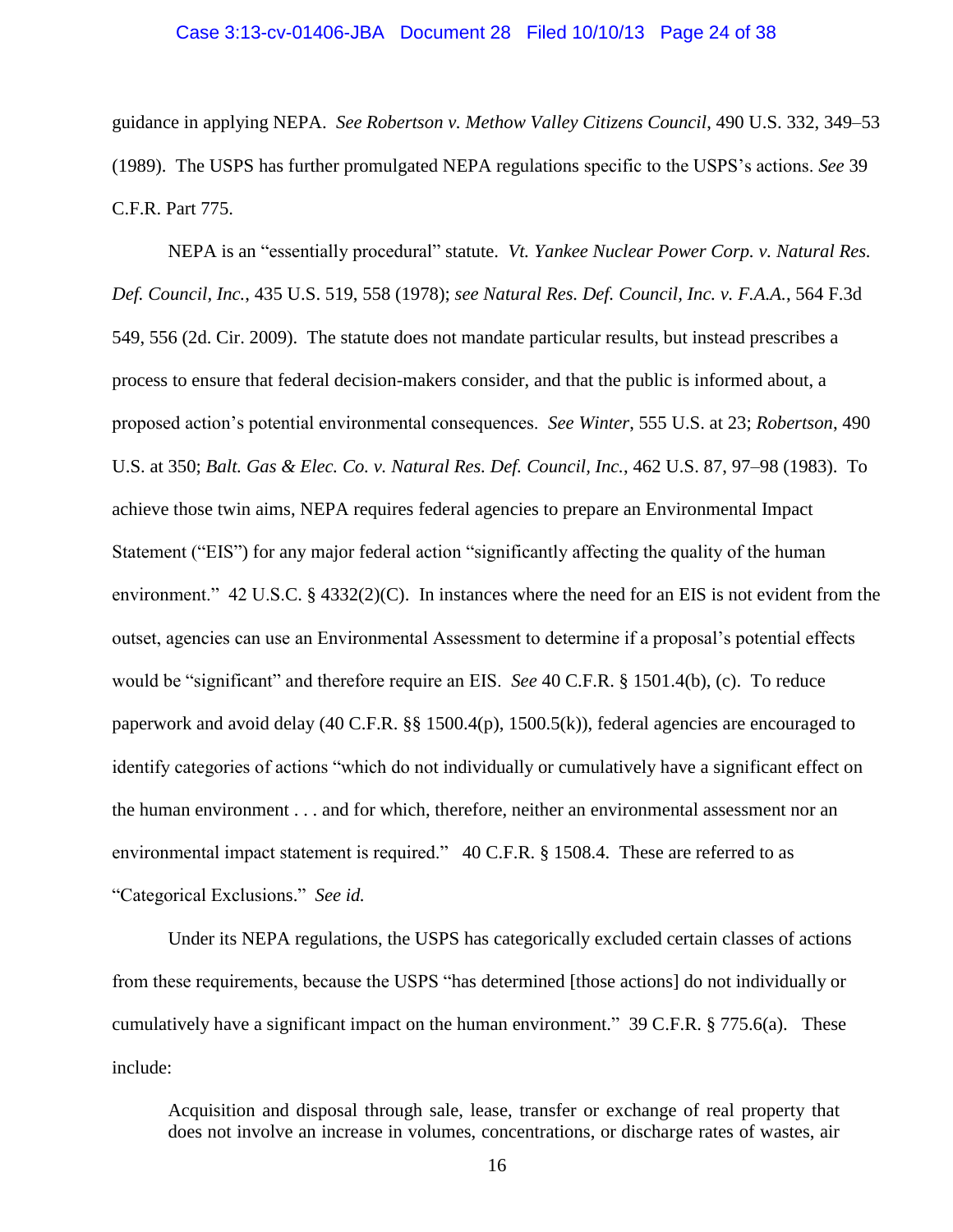guidance in applying NEPA. *See Robertson v. Methow Valley Citizens Council*, 490 U.S. 332, 349–53 (1989). The USPS has further promulgated NEPA regulations specific to the USPS's actions. *See* 39 C.F.R. Part 775.

NEPA is an "essentially procedural" statute. *Vt. Yankee Nuclear Power Corp. v. Natural Res. Def. Council, Inc.*, 435 U.S. 519, 558 (1978); *see Natural Res. Def. Council, Inc. v. F.A.A.*, 564 F.3d 549, 556 (2d. Cir. 2009). The statute does not mandate particular results, but instead prescribes a process to ensure that federal decision-makers consider, and that the public is informed about, a proposed action's potential environmental consequences. *See Winter*, 555 U.S. at 23; *Robertson*, 490 U.S. at 350; *Balt. Gas & Elec. Co. v. Natural Res. Def. Council, Inc.*, 462 U.S. 87, 97–98 (1983). To achieve those twin aims, NEPA requires federal agencies to prepare an Environmental Impact Statement ("EIS") for any major federal action "significantly affecting the quality of the human environment." 42 U.S.C. § 4332(2)(C). In instances where the need for an EIS is not evident from the outset, agencies can use an Environmental Assessment to determine if a proposal's potential effects would be "significant" and therefore require an EIS. *See* 40 C.F.R. § 1501.4(b), (c). To reduce paperwork and avoid delay (40 C.F.R. §§ 1500.4(p), 1500.5(k)), federal agencies are encouraged to identify categories of actions "which do not individually or cumulatively have a significant effect on the human environment . . . and for which, therefore, neither an environmental assessment nor an environmental impact statement is required." 40 C.F.R. § 1508.4. These are referred to as "Categorical Exclusions." *See id.*

Under its NEPA regulations, the USPS has categorically excluded certain classes of actions from these requirements, because the USPS "has determined [those actions] do not individually or cumulatively have a significant impact on the human environment." 39 C.F.R. § 775.6(a). These include:

> Acquisition and disposal through sale, lease, transfer or exchange of real property that does not involve an increase in volumes, concentrations, or discharge rates of wastes, air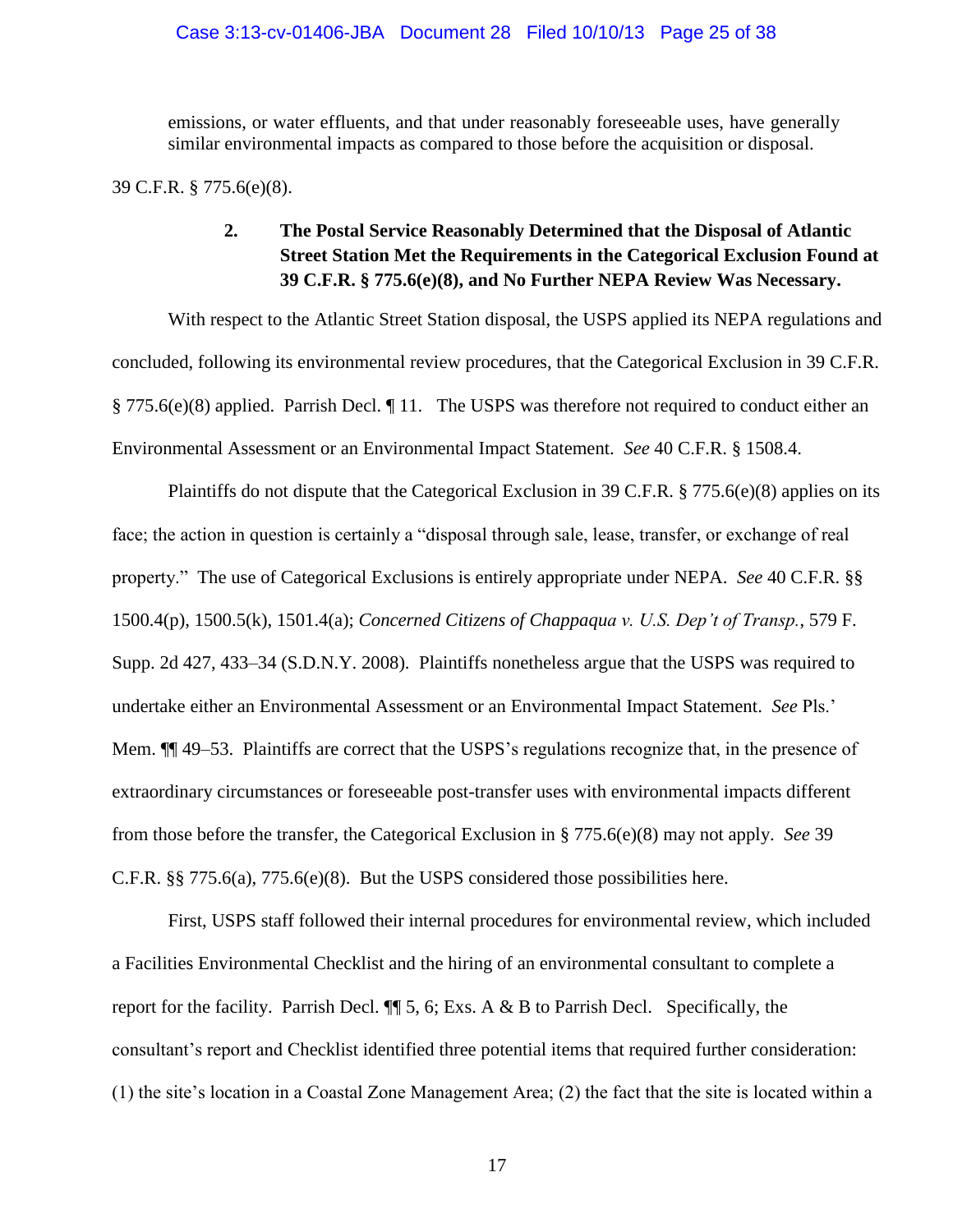> emissions, or water effluents, and that under reasonably foreseeable uses, have generally similar environmental impacts as compared to those before the acquisition or disposal.

39 C.F.R. § 775.6(e)(8).

### 2. The Postal Service Reasonably Determined that the Disposal of Atlantic Street Station Met the Requirements in the Categorical Exclusion Found at 39 C.F.R. § 775.6(e)(8), and No Further NEPA Review Was Necessary.

With respect to the Atlantic Street Station disposal, the USPS applied its NEPA regulations and concluded, following its environmental review procedures, that the Categorical Exclusion in 39 C.F.R. § 775.6(e)(8) applied. Parrish Decl. ¶ 11. The USPS was therefore not required to conduct either an Environmental Assessment or an Environmental Impact Statement. *See* 40 C.F.R. § 1508.4.

Plaintiffs do not dispute that the Categorical Exclusion in 39 C.F.R. § 775.6(e)(8) applies on its face; the action in question is certainly a "disposal through sale, lease, transfer, or exchange of real property." The use of Categorical Exclusions is entirely appropriate under NEPA. *See* 40 C.F.R. §§ 1500.4(p), 1500.5(k), 1501.4(a); *Concerned Citizens of Chappaqua v. U.S. Dep't of Transp.*, 579 F. Supp. 2d 427, 433–34 (S.D.N.Y. 2008). Plaintiffs nonetheless argue that the USPS was required to undertake either an Environmental Assessment or an Environmental Impact Statement. *See* Pls.' Mem. ¶¶ 49–53. Plaintiffs are correct that the USPS's regulations recognize that, in the presence of extraordinary circumstances or foreseeable post-transfer uses with environmental impacts different from those before the transfer, the Categorical Exclusion in § 775.6(e)(8) may not apply. *See* 39 C.F.R. §§ 775.6(a), 775.6(e)(8). But the USPS considered those possibilities here.

First, USPS staff followed their internal procedures for environmental review, which included a Facilities Environmental Checklist and the hiring of an environmental consultant to complete a report for the facility. Parrish Decl. ¶¶ 5, 6; Exs. A & B to Parrish Decl. Specifically, the consultant's report and Checklist identified three potential items that required further consideration: (1) the site's location in a Coastal Zone Management Area; (2) the fact that the site is located within a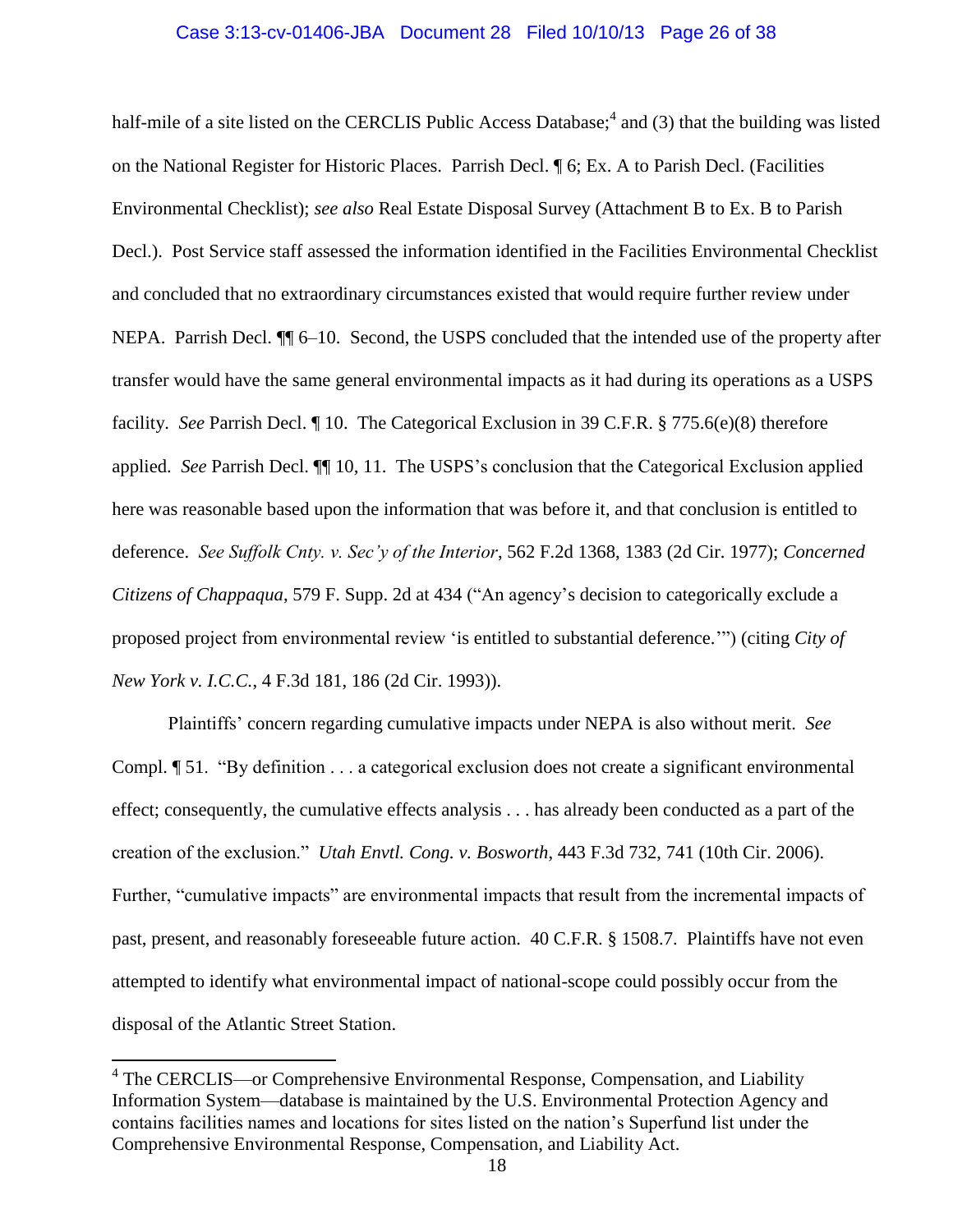half-mile of a site listed on the CERCLIS Public Access Database;[4] and (3) that the building was listed on the National Register for Historic Places. Parrish Decl. ¶ 6; Ex. A to Parrish Decl. (Facilities Environmental Checklist); *see also* Real Estate Disposal Survey (Attachment B to Ex. B to Parrish Decl.). Post Service staff assessed the information identified in the Facilities Environmental Checklist and concluded that no extraordinary circumstances existed that would require further review under NEPA. Parrish Decl. ¶¶ 6–10. Second, the USPS concluded that the intended use of the property after transfer would have the same general environmental impacts as it had during its operations as a USPS facility. *See* Parrish Decl. ¶ 10. The Categorical Exclusion in 39 C.F.R. § 775.6(e)(8) therefore applied. *See* Parrish Decl. ¶¶ 10, 11. The USPS's conclusion that the Categorical Exclusion applied here was reasonable based upon the information that was before it, and that conclusion is entitled to deference. *See Suffolk Cnty. v. Sec'y of the Interior*, 562 F.2d 1368, 1383 (2d Cir. 1977); *Concerned Citizens of Chappaqua*, 579 F. Supp. 2d at 434 ("An agency's decision to categorically exclude a proposed project from environmental review 'is entitled to substantial deference.'") (citing *City of New York v. I.C.C.*, 4 F.3d 181, 186 (2d Cir. 1993)).

Plaintiffs' concern regarding cumulative impacts under NEPA is also without merit. *See* Compl. ¶ 51. "By definition . . . a categorical exclusion does not create a significant environmental effect; consequently, the cumulative effects analysis . . . has already been conducted as a part of the creation of the exclusion." *Utah Envtl. Cong. v. Bosworth*, 443 F.3d 732, 741 (10th Cir. 2006). Further, "cumulative impacts" are environmental impacts that result from the incremental impacts of past, present, and reasonably foreseeable future action. 40 C.F.R. § 1508.7. Plaintiffs have not even attempted to identify what environmental impact of national-scope could possibly occur from the disposal of the Atlantic Street Station.

[4] The CERCLIS—or Comprehensive Environmental Response, Compensation, and Liability Information System—database is maintained by the U.S. Environmental Protection Agency and contains facilities names and locations for sites listed on the nation's Superfund list under the Comprehensive Environmental Response, Compensation, and Liability Act.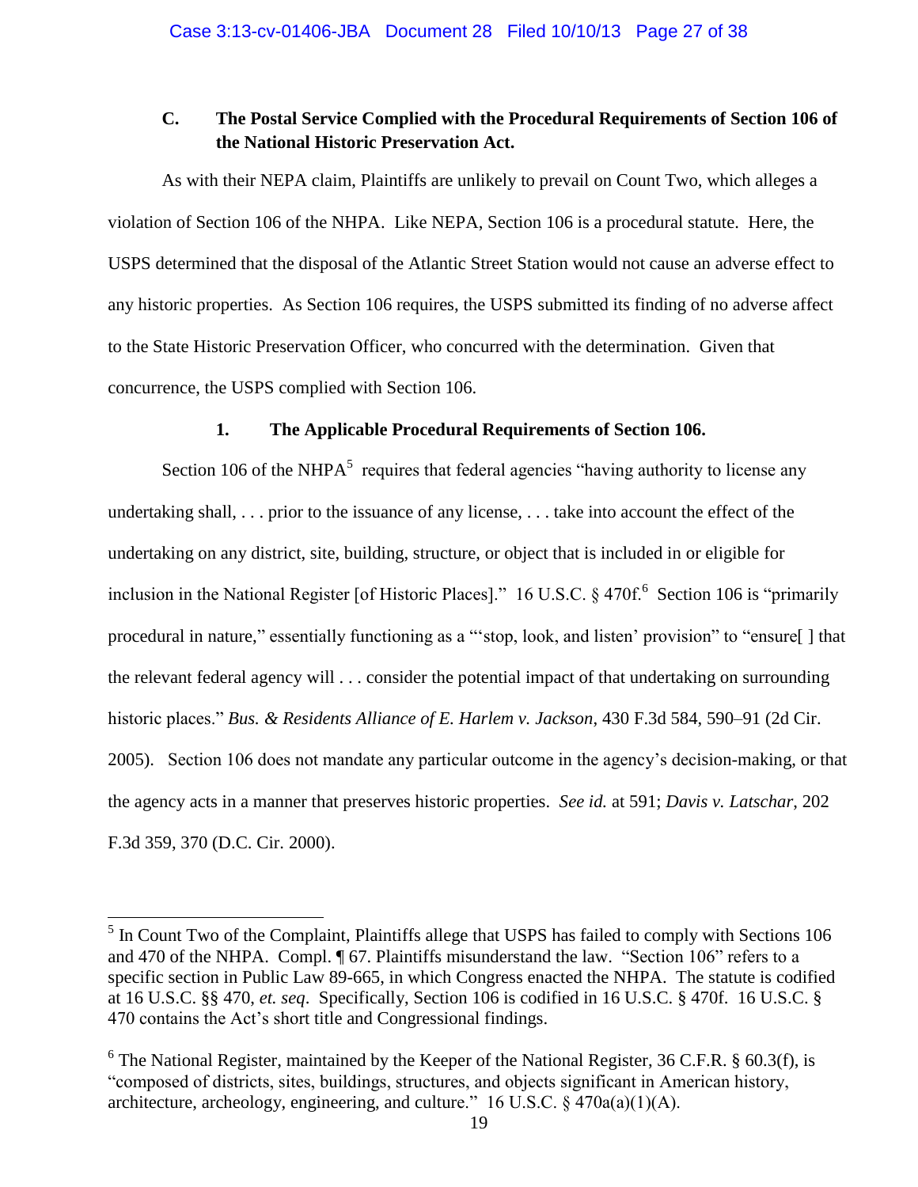### C. The Postal Service Complied with the Procedural Requirements of Section 106 of the National Historic Preservation Act.

As with their NEPA claim, Plaintiffs are unlikely to prevail on Count Two, which alleges a violation of Section 106 of the NHPA. Like NEPA, Section 106 is a procedural statute. Here, the USPS determined that the disposal of the Atlantic Street Station would not cause an adverse effect to any historic properties. As Section 106 requires, the USPS submitted its finding of no adverse affect to the State Historic Preservation Officer, who concurred with the determination. Given that concurrence, the USPS complied with Section 106.

#### 1. The Applicable Procedural Requirements of Section 106.

Section 106 of the NHPA[5] requires that federal agencies "having authority to license any undertaking shall, . . . prior to the issuance of any license, . . . take into account the effect of the undertaking on any district, site, building, structure, or object that is included in or eligible for inclusion in the National Register [of Historic Places]." 16 U.S.C. § 470f.[6] Section 106 is "primarily procedural in nature," essentially functioning as a "'stop, look, and listen' provision" to "ensure[ ] that the relevant federal agency will . . . consider the potential impact of that undertaking on surrounding historic places." *Bus. & Residents Alliance of E. Harlem v. Jackson*, 430 F.3d 584, 590–91 (2d Cir. 2005). Section 106 does not mandate any particular outcome in the agency's decision-making, or that the agency acts in a manner that preserves historic properties. *See id.* at 591; *Davis v. Latschar*, 202 F.3d 359, 370 (D.C. Cir. 2000).

---

[5] In Count Two of the Complaint, Plaintiffs allege that USPS has failed to comply with Sections 106 and 470 of the NHPA. Compl. ¶ 67. Plaintiffs misunderstand the law. "Section 106" refers to a specific section in Public Law 89-665, in which Congress enacted the NHPA. The statute is codified at 16 U.S.C. §§ 470, *et. seq*. Specifically, Section 106 is codified in 16 U.S.C. § 470f. 16 U.S.C. § 470 contains the Act's short title and Congressional findings.

[6] The National Register, maintained by the Keeper of the National Register, 36 C.F.R. § 60.3(f), is "composed of districts, sites, buildings, structures, and objects significant in American history, architecture, archeology, engineering, and culture." 16 U.S.C. § 470a(a)(1)(A).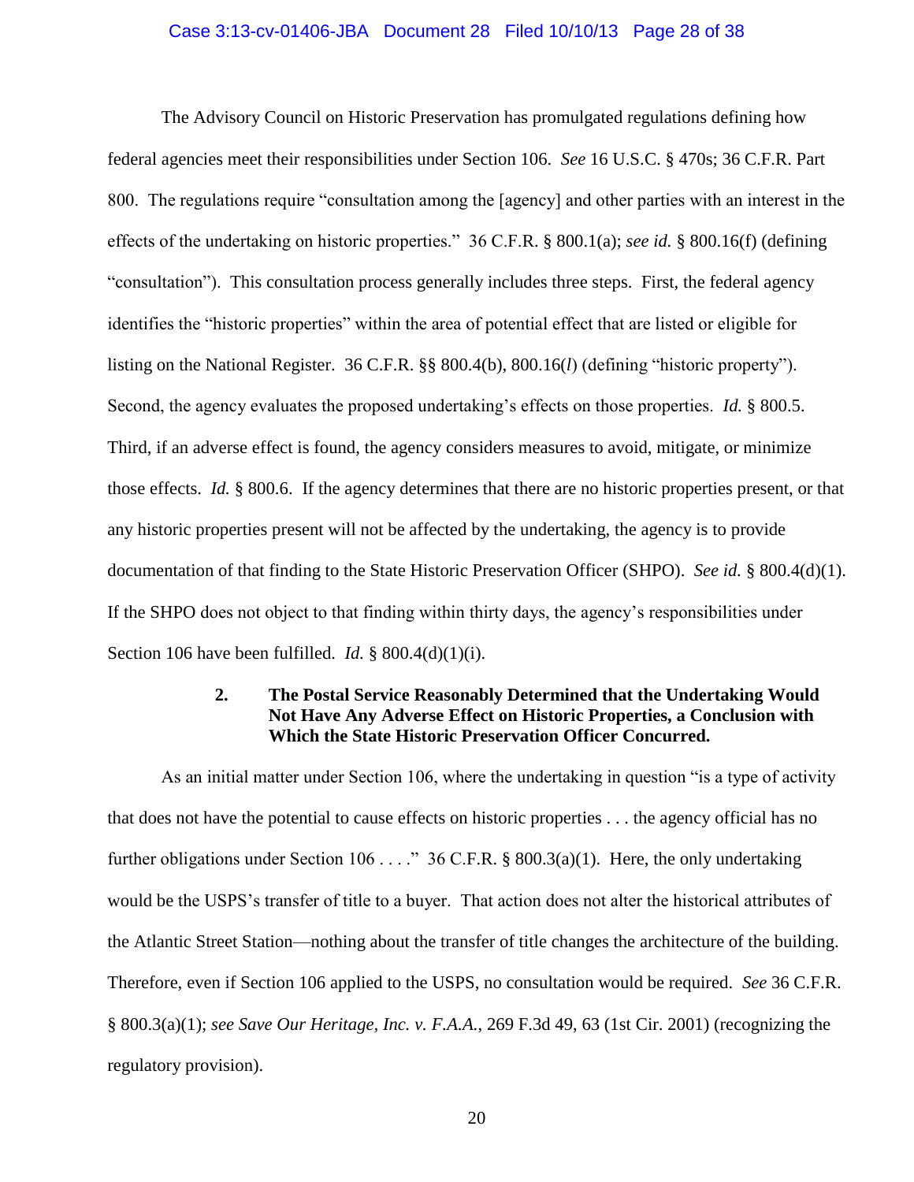The Advisory Council on Historic Preservation has promulgated regulations defining how federal agencies meet their responsibilities under Section 106. *See* 16 U.S.C. § 470s; 36 C.F.R. Part 800. The regulations require "consultation among the [agency] and other parties with an interest in the effects of the undertaking on historic properties." 36 C.F.R. § 800.1(a); *see id.* § 800.16(f) (defining "consultation"). This consultation process generally includes three steps. First, the federal agency identifies the "historic properties" within the area of potential effect that are listed or eligible for listing on the National Register. 36 C.F.R. §§ 800.4(b), 800.16(*l*) (defining "historic property"). Second, the agency evaluates the proposed undertaking's effects on those properties. *Id.* § 800.5. Third, if an adverse effect is found, the agency considers measures to avoid, mitigate, or minimize those effects. *Id.* § 800.6. If the agency determines that there are no historic properties present, or that any historic properties present will not be affected by the undertaking, the agency is to provide documentation of that finding to the State Historic Preservation Officer (SHPO). *See id.* § 800.4(d)(1). If the SHPO does not object to that finding within thirty days, the agency's responsibilities under Section 106 have been fulfilled. *Id.* § 800.4(d)(1)(i).

### 2. The Postal Service Reasonably Determined that the Undertaking Would Not Have Any Adverse Effect on Historic Properties, a Conclusion with Which the State Historic Preservation Officer Concurred.

As an initial matter under Section 106, where the undertaking in question "is a type of activity that does not have the potential to cause effects on historic properties . . . the agency official has no further obligations under Section 106 . . . ." 36 C.F.R. § 800.3(a)(1). Here, the only undertaking would be the USPS's transfer of title to a buyer. That action does not alter the historical attributes of the Atlantic Street Station—nothing about the transfer of title changes the architecture of the building. Therefore, even if Section 106 applied to the USPS, no consultation would be required. *See* 36 C.F.R. § 800.3(a)(1); *see Save Our Heritage, Inc. v. F.A.A.*, 269 F.3d 49, 63 (1st Cir. 2001) (recognizing the regulatory provision).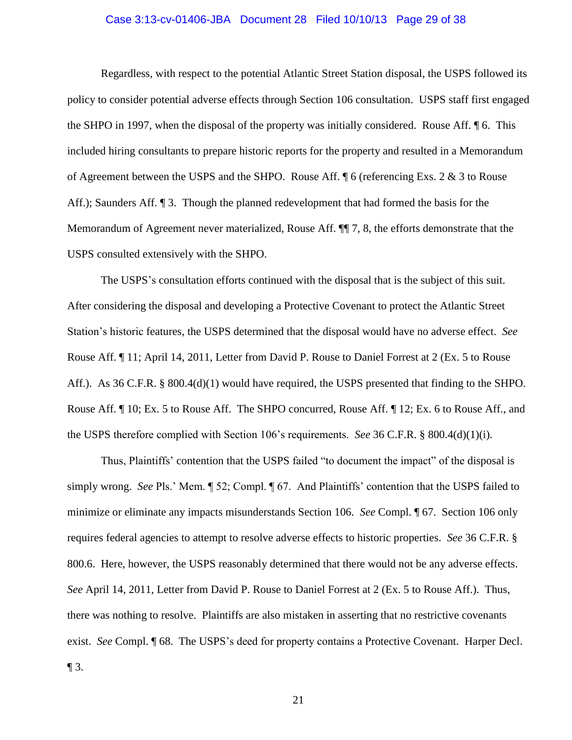Regardless, with respect to the potential Atlantic Street Station disposal, the USPS followed its policy to consider potential adverse effects through Section 106 consultation. USPS staff first engaged the SHPO in 1997, when the disposal of the property was initially considered. Rouse Aff. ¶ 6. This included hiring consultants to prepare historic reports for the property and resulted in a Memorandum of Agreement between the USPS and the SHPO. Rouse Aff. ¶ 6 (referencing Exs. 2 & 3 to Rouse Aff.); Saunders Aff. ¶ 3. Though the planned redevelopment that had formed the basis for the Memorandum of Agreement never materialized, Rouse Aff. ¶¶ 7, 8, the efforts demonstrate that the USPS consulted extensively with the SHPO.

The USPS's consultation efforts continued with the disposal that is the subject of this suit. After considering the disposal and developing a Protective Covenant to protect the Atlantic Street Station's historic features, the USPS determined that the disposal would have no adverse effect. *See* Rouse Aff. ¶ 11; April 14, 2011, Letter from David P. Rouse to Daniel Forrest at 2 (Ex. 5 to Rouse Aff.). As 36 C.F.R. § 800.4(d)(1) would have required, the USPS presented that finding to the SHPO. Rouse Aff. ¶ 10; Ex. 5 to Rouse Aff. The SHPO concurred, Rouse Aff. ¶ 12; Ex. 6 to Rouse Aff., and the USPS therefore complied with Section 106's requirements. *See* 36 C.F.R. § 800.4(d)(1)(i).

Thus, Plaintiffs' contention that the USPS failed "to document the impact" of the disposal is simply wrong. *See* Pls.' Mem. ¶ 52; Compl. ¶ 67. And Plaintiffs' contention that the USPS failed to minimize or eliminate any impacts misunderstands Section 106. *See* Compl. ¶ 67. Section 106 only requires federal agencies to attempt to resolve adverse effects to historic properties. *See* 36 C.F.R. § 800.6. Here, however, the USPS reasonably determined that there would not be any adverse effects. *See* April 14, 2011, Letter from David P. Rouse to Daniel Forrest at 2 (Ex. 5 to Rouse Aff.). Thus, there was nothing to resolve. Plaintiffs are also mistaken in asserting that no restrictive covenants exist. *See* Compl. ¶ 68. The USPS's deed for property contains a Protective Covenant. Harper Decl. ¶ 3.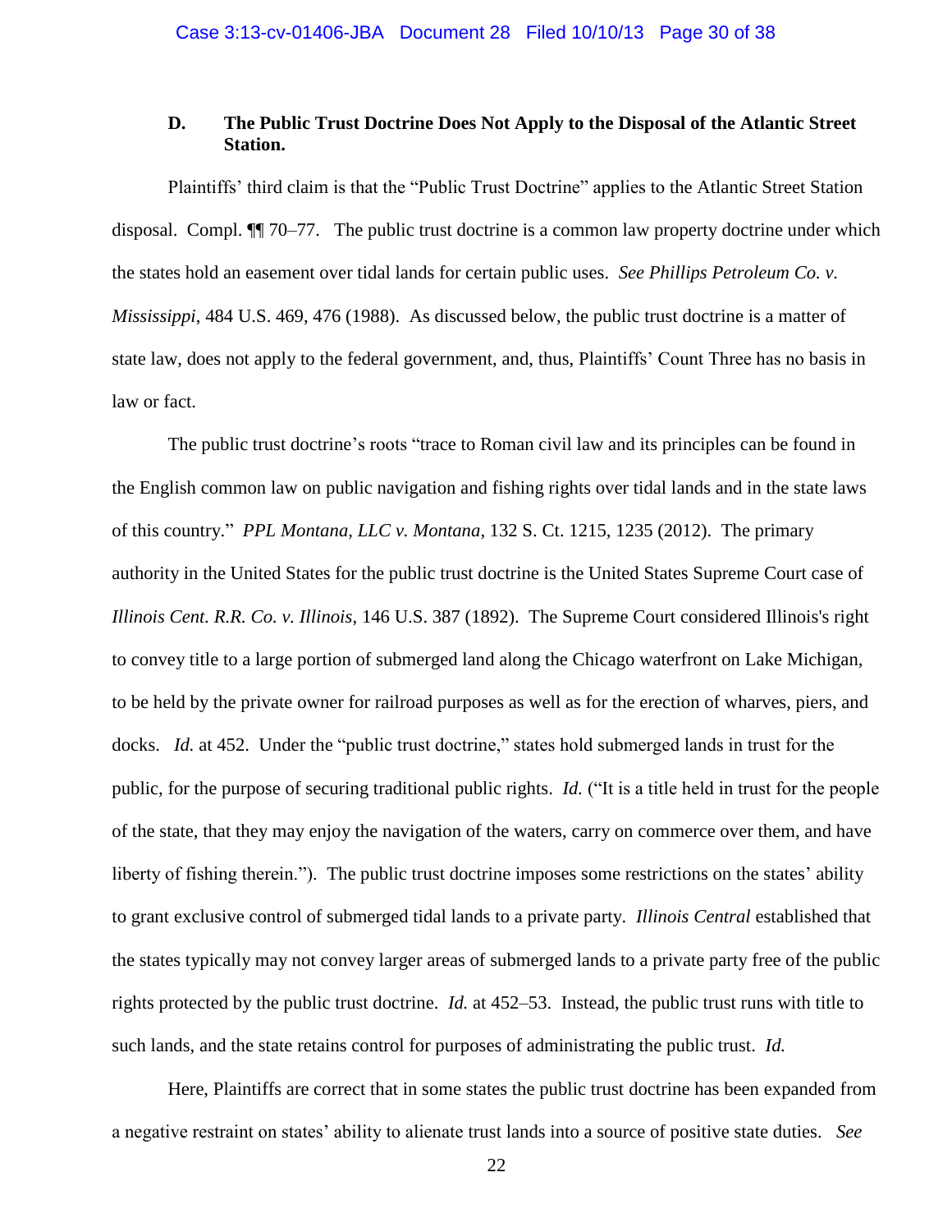### D. The Public Trust Doctrine Does Not Apply to the Disposal of the Atlantic Street Station.

Plaintiffs' third claim is that the "Public Trust Doctrine" applies to the Atlantic Street Station disposal. Compl. ¶¶ 70–77. The public trust doctrine is a common law property doctrine under which the states hold an easement over tidal lands for certain public uses. *See Phillips Petroleum Co. v. Mississippi*, 484 U.S. 469, 476 (1988). As discussed below, the public trust doctrine is a matter of state law, does not apply to the federal government, and, thus, Plaintiffs' Count Three has no basis in law or fact.

The public trust doctrine's roots "trace to Roman civil law and its principles can be found in the English common law on public navigation and fishing rights over tidal lands and in the state laws of this country." *PPL Montana, LLC v. Montana*, 132 S. Ct. 1215, 1235 (2012). The primary authority in the United States for the public trust doctrine is the United States Supreme Court case of *Illinois Cent. R.R. Co. v. Illinois*, 146 U.S. 387 (1892). The Supreme Court considered Illinois's right to convey title to a large portion of submerged land along the Chicago waterfront on Lake Michigan, to be held by the private owner for railroad purposes as well as for the erection of wharves, piers, and docks. *Id.* at 452. Under the "public trust doctrine," states hold submerged lands in trust for the public, for the purpose of securing traditional public rights. *Id.* ("It is a title held in trust for the people of the state, that they may enjoy the navigation of the waters, carry on commerce over them, and have liberty of fishing therein."). The public trust doctrine imposes some restrictions on the states' ability to grant exclusive control of submerged tidal lands to a private party. *Illinois Central* established that the states typically may not convey larger areas of submerged lands to a private party free of the public rights protected by the public trust doctrine. *Id.* at 452–53. Instead, the public trust runs with title to such lands, and the state retains control for purposes of administrating the public trust. *Id.*

Here, Plaintiffs are correct that in some states the public trust doctrine has been expanded from a negative restraint on states' ability to alienate trust lands into a source of positive state duties. *See*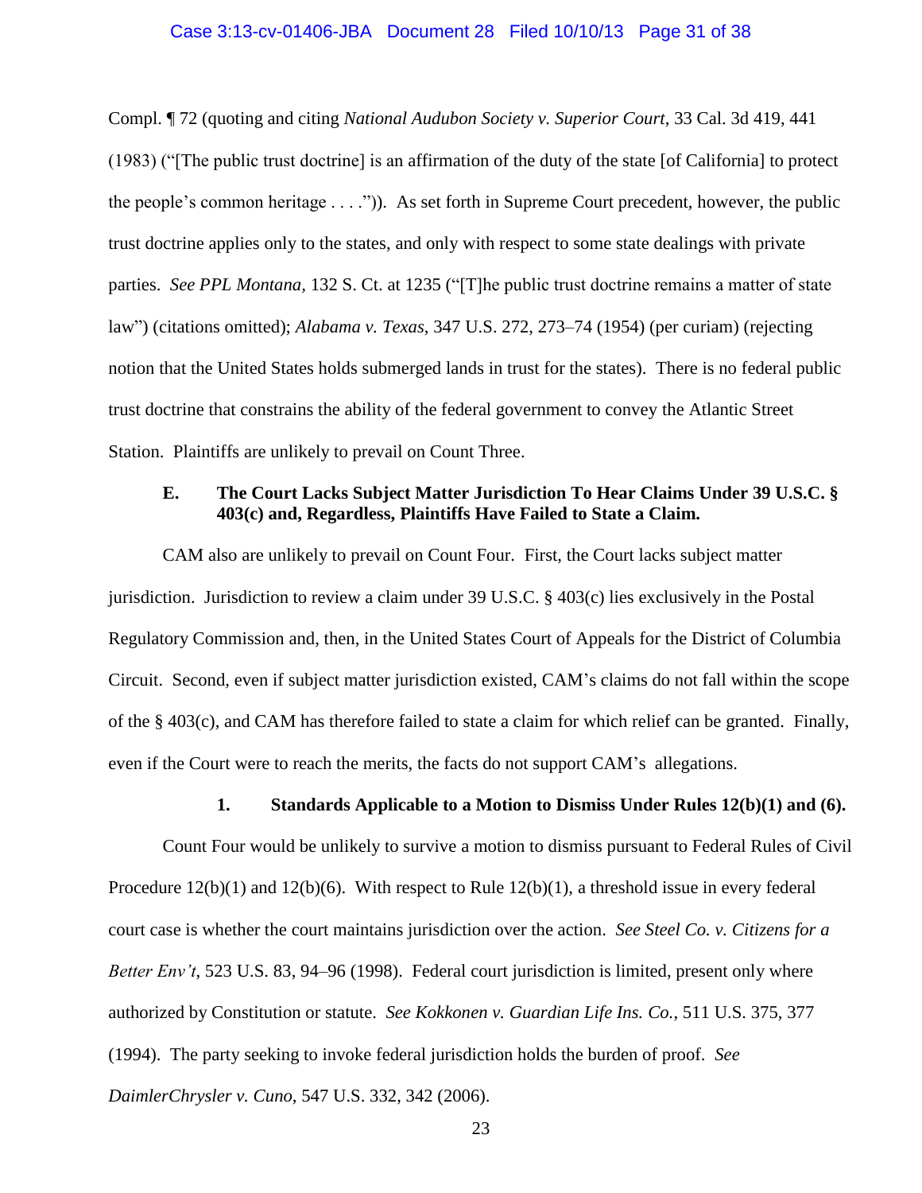Compl. ¶ 72 (quoting and citing *National Audubon Society v. Superior Court*, 33 Cal. 3d 419, 441 (1983) ("[The public trust doctrine] is an affirmation of the duty of the state [of California] to protect the people's common heritage . . . .")). As set forth in Supreme Court precedent, however, the public trust doctrine applies only to the states, and only with respect to some state dealings with private parties. *See PPL Montana*, 132 S. Ct. at 1235 ("[T]he public trust doctrine remains a matter of state law") (citations omitted); *Alabama v. Texas*, 347 U.S. 272, 273–74 (1954) (per curiam) (rejecting notion that the United States holds submerged lands in trust for the states). There is no federal public trust doctrine that constrains the ability of the federal government to convey the Atlantic Street Station. Plaintiffs are unlikely to prevail on Count Three.

### E. The Court Lacks Subject Matter Jurisdiction To Hear Claims Under 39 U.S.C. § 403(c) and, Regardless, Plaintiffs Have Failed to State a Claim.

CAM also are unlikely to prevail on Count Four. First, the Court lacks subject matter jurisdiction. Jurisdiction to review a claim under 39 U.S.C. § 403(c) lies exclusively in the Postal Regulatory Commission and, then, in the United States Court of Appeals for the District of Columbia Circuit. Second, even if subject matter jurisdiction existed, CAM's claims do not fall within the scope of the § 403(c), and CAM has therefore failed to state a claim for which relief can be granted. Finally, even if the Court were to reach the merits, the facts do not support CAM's allegations.

#### 1. Standards Applicable to a Motion to Dismiss Under Rules 12(b)(1) and (6).

Count Four would be unlikely to survive a motion to dismiss pursuant to Federal Rules of Civil Procedure 12(b)(1) and 12(b)(6). With respect to Rule 12(b)(1), a threshold issue in every federal court case is whether the court maintains jurisdiction over the action. *See Steel Co. v. Citizens for a Better Env't*, 523 U.S. 83, 94–96 (1998). Federal court jurisdiction is limited, present only where authorized by Constitution or statute. *See Kokkonen v. Guardian Life Ins. Co.*, 511 U.S. 375, 377 (1994). The party seeking to invoke federal jurisdiction holds the burden of proof. *See DaimlerChrysler v. Cuno*, 547 U.S. 332, 342 (2006).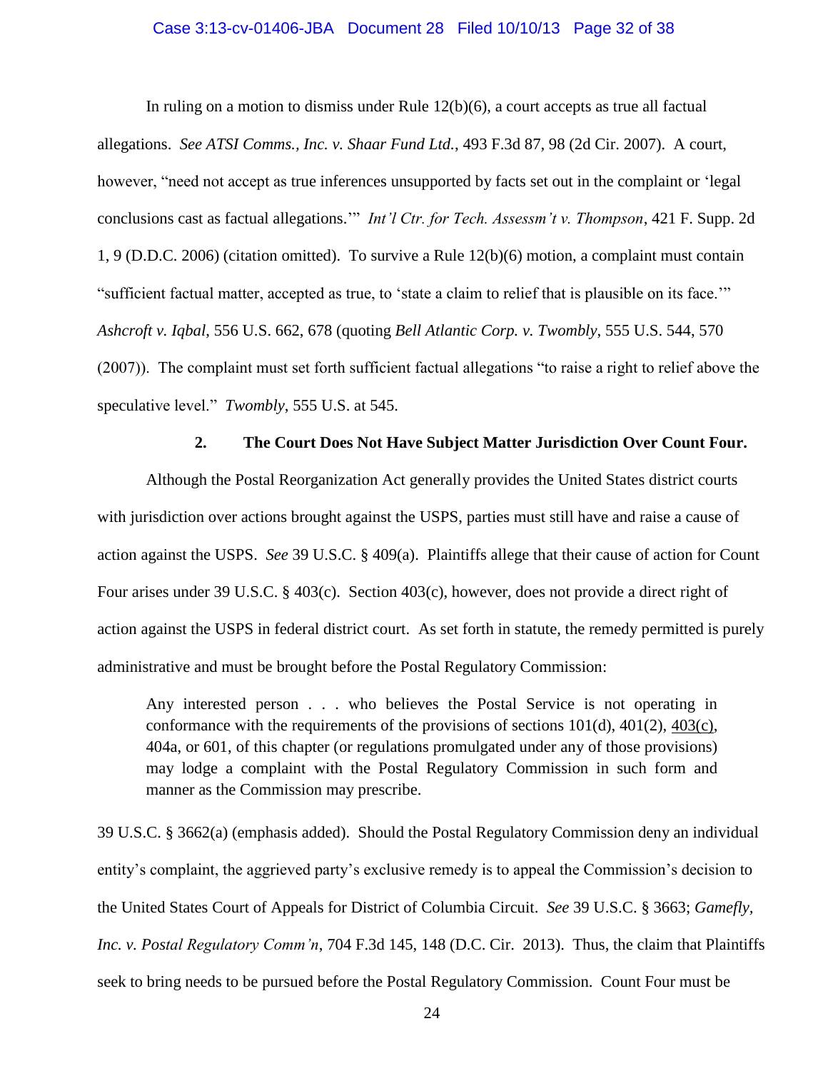In ruling on a motion to dismiss under Rule 12(b)(6), a court accepts as true all factual allegations. *See ATSI Comms., Inc. v. Shaar Fund Ltd.*, 493 F.3d 87, 98 (2d Cir. 2007). A court, however, "need not accept as true inferences unsupported by facts set out in the complaint or 'legal conclusions cast as factual allegations.'" *Int'l Ctr. for Tech. Assessm't v. Thompson*, 421 F. Supp. 2d 1, 9 (D.D.C. 2006) (citation omitted). To survive a Rule 12(b)(6) motion, a complaint must contain "sufficient factual matter, accepted as true, to 'state a claim to relief that is plausible on its face.'" *Ashcroft v. Iqbal*, 556 U.S. 662, 678 (quoting *Bell Atlantic Corp. v. Twombly*, 555 U.S. 544, 570 (2007)). The complaint must set forth sufficient factual allegations "to raise a right to relief above the speculative level." *Twombly*, 555 U.S. at 545.

### 2. The Court Does Not Have Subject Matter Jurisdiction Over Count Four.

Although the Postal Reorganization Act generally provides the United States district courts with jurisdiction over actions brought against the USPS, parties must still have and raise a cause of action against the USPS. *See* 39 U.S.C. § 409(a). Plaintiffs allege that their cause of action for Count Four arises under 39 U.S.C. § 403(c). Section 403(c), however, does not provide a direct right of action against the USPS in federal district court. As set forth in statute, the remedy permitted is purely administrative and must be brought before the Postal Regulatory Commission:

> Any interested person . . . who believes the Postal Service is not operating in conformance with the requirements of the provisions of sections 101(d), 401(2), <u>403(c)</u>, 404a, or 601, of this chapter (or regulations promulgated under any of those provisions) may lodge a complaint with the Postal Regulatory Commission in such form and manner as the Commission may prescribe.

39 U.S.C. § 3662(a) (emphasis added). Should the Postal Regulatory Commission deny an individual entity's complaint, the aggrieved party's exclusive remedy is to appeal the Commission's decision to the United States Court of Appeals for District of Columbia Circuit. *See* 39 U.S.C. § 3663; *Gamefly, Inc. v. Postal Regulatory Comm'n*, 704 F.3d 145, 148 (D.C. Cir. 2013). Thus, the claim that Plaintiffs seek to bring needs to be pursued before the Postal Regulatory Commission. Count Four must be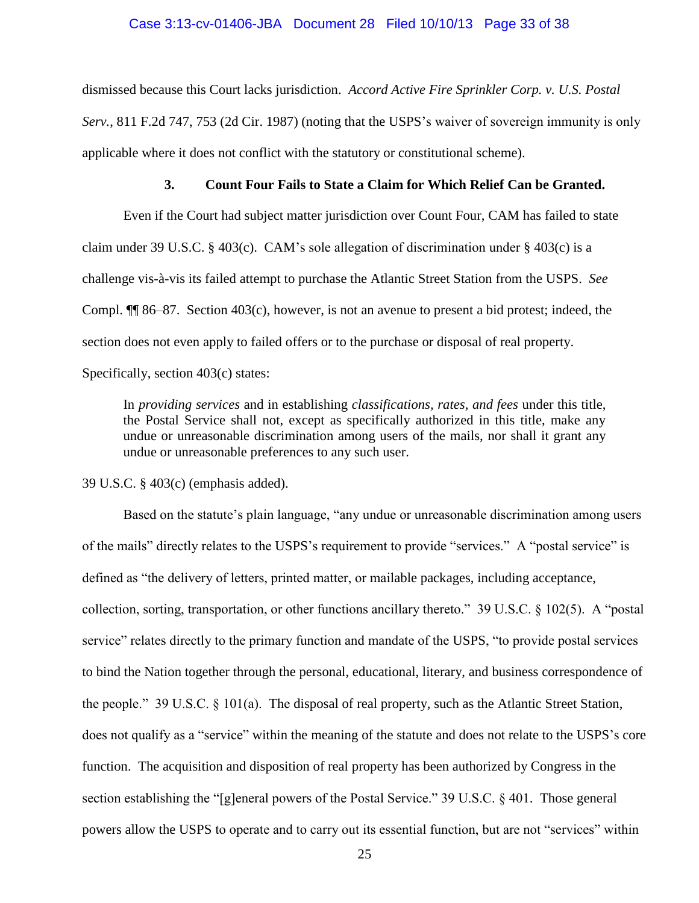dismissed because this Court lacks jurisdiction. *Accord Active Fire Sprinkler Corp. v. U.S. Postal Serv.*, 811 F.2d 747, 753 (2d Cir. 1987) (noting that the USPS's waiver of sovereign immunity is only applicable where it does not conflict with the statutory or constitutional scheme).

### 3. Count Four Fails to State a Claim for Which Relief Can be Granted.

Even if the Court had subject matter jurisdiction over Count Four, CAM has failed to state claim under 39 U.S.C. § 403(c). CAM's sole allegation of discrimination under § 403(c) is a challenge vis-à-vis its failed attempt to purchase the Atlantic Street Station from the USPS. *See* Compl. ¶¶ 86–87. Section 403(c), however, is not an avenue to present a bid protest; indeed, the section does not even apply to failed offers or to the purchase or disposal of real property. Specifically, section 403(c) states:

> In *providing services* and in establishing *classifications, rates, and fees* under this title, the Postal Service shall not, except as specifically authorized in this title, make any undue or unreasonable discrimination among users of the mails, nor shall it grant any undue or unreasonable preferences to any such user.

39 U.S.C. § 403(c) (emphasis added).

Based on the statute's plain language, "any undue or unreasonable discrimination among users of the mails" directly relates to the USPS's requirement to provide "services." A "postal service" is defined as "the delivery of letters, printed matter, or mailable packages, including acceptance, collection, sorting, transportation, or other functions ancillary thereto." 39 U.S.C. § 102(5). A "postal service" relates directly to the primary function and mandate of the USPS, "to provide postal services to bind the Nation together through the personal, educational, literary, and business correspondence of the people." 39 U.S.C. § 101(a). The disposal of real property, such as the Atlantic Street Station, does not qualify as a "service" within the meaning of the statute and does not relate to the USPS's core function. The acquisition and disposition of real property has been authorized by Congress in the section establishing the "[g]eneral powers of the Postal Service." 39 U.S.C. § 401. Those general powers allow the USPS to operate and to carry out its essential function, but are not "services" within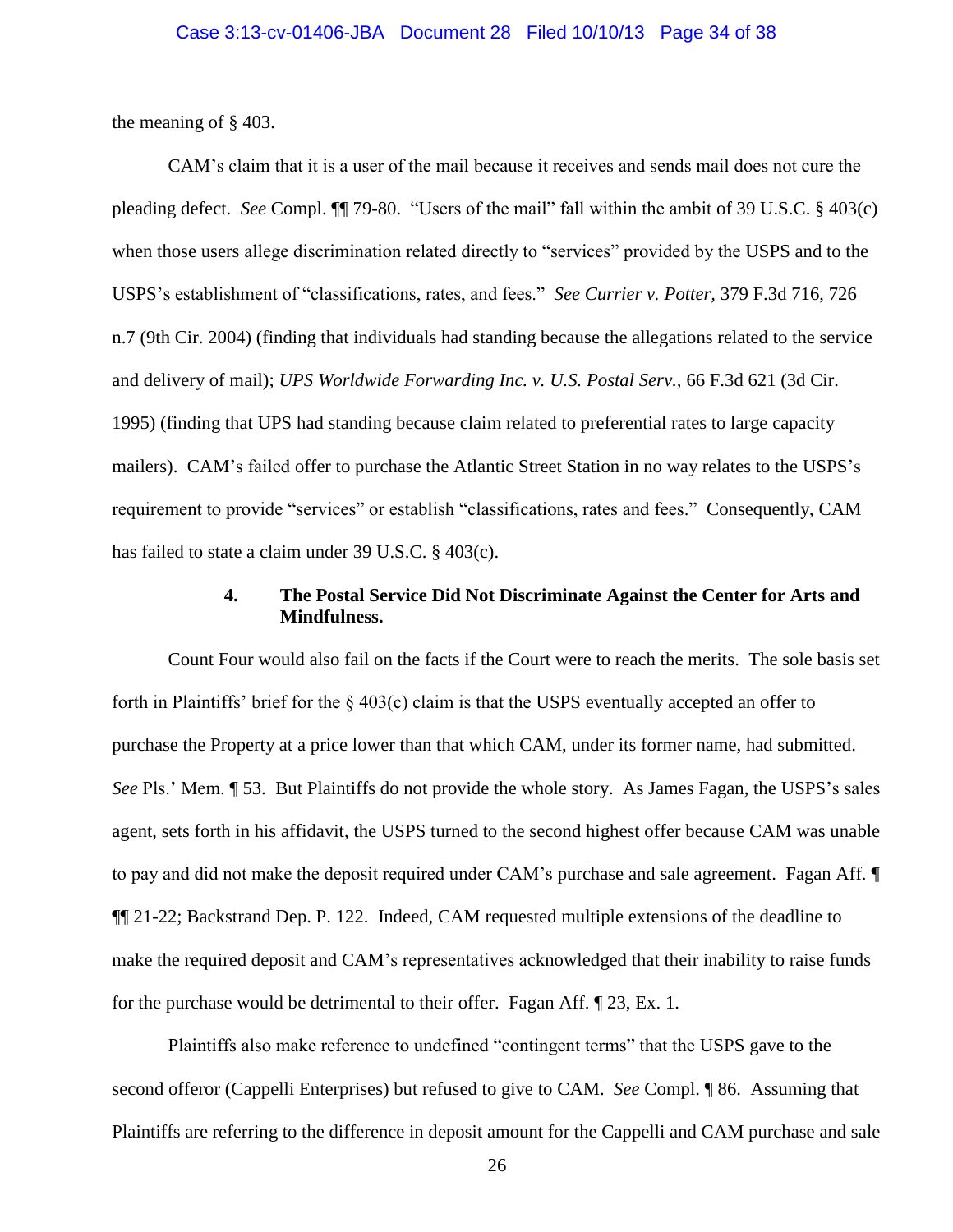the meaning of § 403.

CAM's claim that it is a user of the mail because it receives and sends mail does not cure the pleading defect. *See* Compl. ¶¶ 79-80. "Users of the mail" fall within the ambit of 39 U.S.C. § 403(c) when those users allege discrimination related directly to "services" provided by the USPS and to the USPS's establishment of "classifications, rates, and fees." *See Currier v. Potter*, 379 F.3d 716, 726 n.7 (9th Cir. 2004) (finding that individuals had standing because the allegations related to the service and delivery of mail); *UPS Worldwide Forwarding Inc. v. U.S. Postal Serv.*, 66 F.3d 621 (3d Cir. 1995) (finding that UPS had standing because claim related to preferential rates to large capacity mailers). CAM's failed offer to purchase the Atlantic Street Station in no way relates to the USPS's requirement to provide "services" or establish "classifications, rates and fees." Consequently, CAM has failed to state a claim under 39 U.S.C. § 403(c).

#### 4. The Postal Service Did Not Discriminate Against the Center for Arts and Mindfulness.

Count Four would also fail on the facts if the Court were to reach the merits. The sole basis set forth in Plaintiffs' brief for the § 403(c) claim is that the USPS eventually accepted an offer to purchase the Property at a price lower than that which CAM, under its former name, had submitted. *See* Pls.' Mem. ¶ 53. But Plaintiffs do not provide the whole story. As James Fagan, the USPS's sales agent, sets forth in his affidavit, the USPS turned to the second highest offer because CAM was unable to pay and did not make the deposit required under CAM's purchase and sale agreement. Fagan Aff. ¶ ¶¶ 21-22; Backstrand Dep. P. 122. Indeed, CAM requested multiple extensions of the deadline to make the required deposit and CAM's representatives acknowledged that their inability to raise funds for the purchase would be detrimental to their offer. Fagan Aff. ¶ 23, Ex. 1.

Plaintiffs also make reference to undefined "contingent terms" that the USPS gave to the second offeror (Cappelli Enterprises) but refused to give to CAM. *See* Compl. ¶ 86. Assuming that Plaintiffs are referring to the difference in deposit amount for the Cappelli and CAM purchase and sale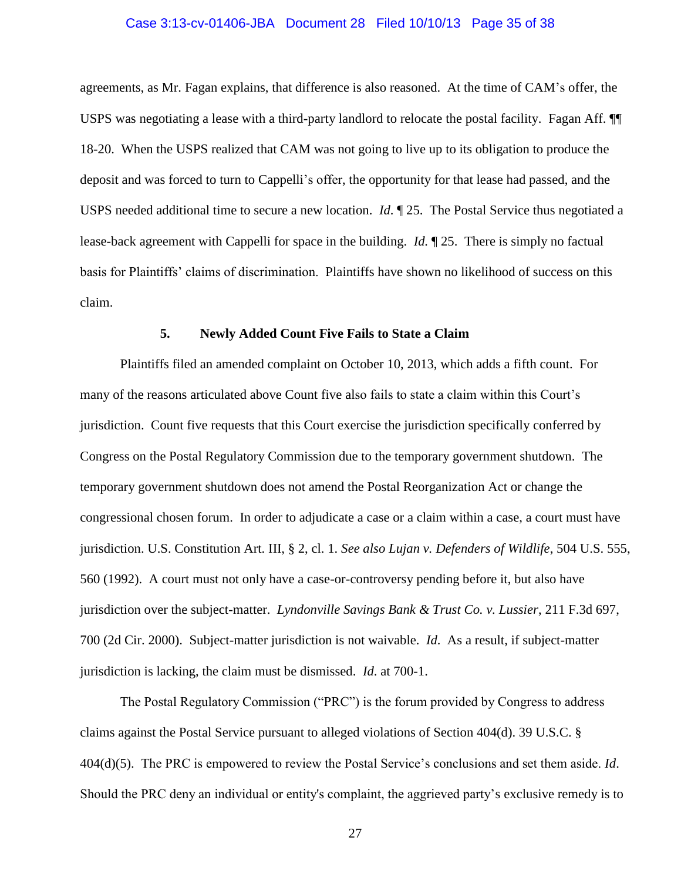agreements, as Mr. Fagan explains, that difference is also reasoned. At the time of CAM's offer, the USPS was negotiating a lease with a third-party landlord to relocate the postal facility. Fagan Aff. ¶¶ 18-20. When the USPS realized that CAM was not going to live up to its obligation to produce the deposit and was forced to turn to Cappelli's offer, the opportunity for that lease had passed, and the USPS needed additional time to secure a new location. *Id*. ¶ 25. The Postal Service thus negotiated a lease-back agreement with Cappelli for space in the building. *Id.* ¶ 25. There is simply no factual basis for Plaintiffs' claims of discrimination. Plaintiffs have shown no likelihood of success on this claim.

### 5. Newly Added Count Five Fails to State a Claim

Plaintiffs filed an amended complaint on October 10, 2013, which adds a fifth count. For many of the reasons articulated above Count five also fails to state a claim within this Court's jurisdiction. Count five requests that this Court exercise the jurisdiction specifically conferred by Congress on the Postal Regulatory Commission due to the temporary government shutdown. The temporary government shutdown does not amend the Postal Reorganization Act or change the congressional chosen forum. In order to adjudicate a case or a claim within a case, a court must have jurisdiction. U.S. Constitution Art. III, § 2, cl. 1. *See also Lujan v. Defenders of Wildlife*, 504 U.S. 555, 560 (1992). A court must not only have a case-or-controversy pending before it, but also have jurisdiction over the subject-matter. *Lyndonville Savings Bank & Trust Co. v. Lussier*, 211 F.3d 697, 700 (2d Cir. 2000). Subject-matter jurisdiction is not waivable. *Id*. As a result, if subject-matter jurisdiction is lacking, the claim must be dismissed. *Id*. at 700-1.

The Postal Regulatory Commission ("PRC") is the forum provided by Congress to address claims against the Postal Service pursuant to alleged violations of Section 404(d). 39 U.S.C. § 404(d)(5). The PRC is empowered to review the Postal Service's conclusions and set them aside. *Id*. Should the PRC deny an individual or entity's complaint, the aggrieved party's exclusive remedy is to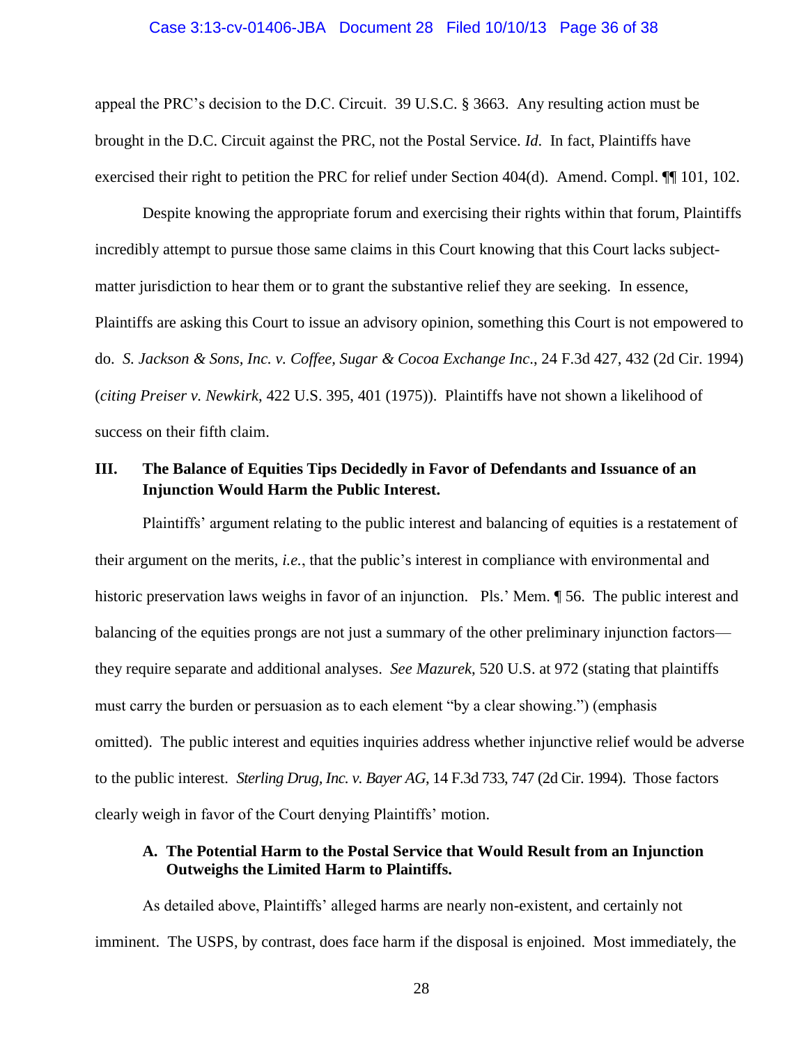appeal the PRC's decision to the D.C. Circuit. 39 U.S.C. § 3663. Any resulting action must be brought in the D.C. Circuit against the PRC, not the Postal Service. *Id.* In fact, Plaintiffs have exercised their right to petition the PRC for relief under Section 404(d). Amend. Compl. ¶¶ 101, 102.

Despite knowing the appropriate forum and exercising their rights within that forum, Plaintiffs incredibly attempt to pursue those same claims in this Court knowing that this Court lacks subject-matter jurisdiction to hear them or to grant the substantive relief they are seeking. In essence, Plaintiffs are asking this Court to issue an advisory opinion, something this Court is not empowered to do. *S. Jackson & Sons, Inc. v. Coffee, Sugar & Cocoa Exchange Inc*., 24 F.3d 427, 432 (2d Cir. 1994) (*citing Preiser v. Newkirk*, 422 U.S. 395, 401 (1975)). Plaintiffs have not shown a likelihood of success on their fifth claim.

## III. The Balance of Equities Tips Decidedly in Favor of Defendants and Issuance of an Injunction Would Harm the Public Interest.

Plaintiffs' argument relating to the public interest and balancing of equities is a restatement of their argument on the merits, *i.e.*, that the public's interest in compliance with environmental and historic preservation laws weighs in favor of an injunction. Pls.' Mem. ¶ 56. The public interest and balancing of the equities prongs are not just a summary of the other preliminary injunction factors—they require separate and additional analyses. *See Mazurek*, 520 U.S. at 972 (stating that plaintiffs must carry the burden or persuasion as to each element "by a clear showing.") (emphasis omitted). The public interest and equities inquiries address whether injunctive relief would be adverse to the public interest. *Sterling Drug, Inc. v. Bayer AG*, 14 F.3d 733, 747 (2d Cir. 1994). Those factors clearly weigh in favor of the Court denying Plaintiffs' motion.

### A. The Potential Harm to the Postal Service that Would Result from an Injunction Outweighs the Limited Harm to Plaintiffs.

As detailed above, Plaintiffs' alleged harms are nearly non-existent, and certainly not imminent. The USPS, by contrast, does face harm if the disposal is enjoined. Most immediately, the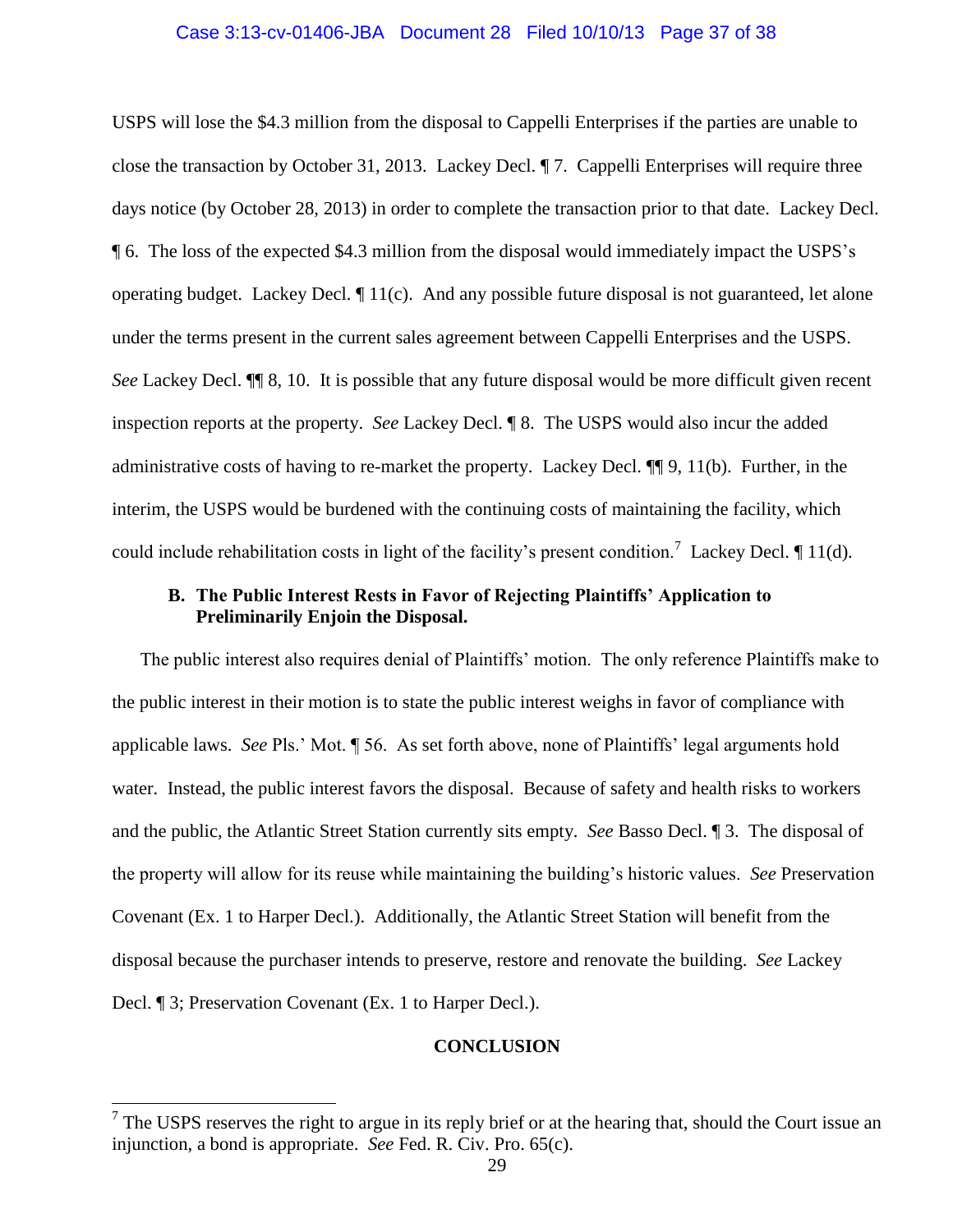USPS will lose the $4.3 million from the disposal to Cappelli Enterprises if the parties are unable to close the transaction by October 31, 2013. Lackey Decl. ¶ 7. Cappelli Enterprises will require three days notice (by October 28, 2013) in order to complete the transaction prior to that date. Lackey Decl. ¶ 6. The loss of the expected $4.3 million from the disposal would immediately impact the USPS's operating budget. Lackey Decl. ¶ 11(c). And any possible future disposal is not guaranteed, let alone under the terms present in the current sales agreement between Cappelli Enterprises and the USPS. *See* Lackey Decl. ¶¶ 8, 10. It is possible that any future disposal would be more difficult given recent inspection reports at the property. *See* Lackey Decl. ¶ 8. The USPS would also incur the added administrative costs of having to re-market the property. Lackey Decl. ¶¶ 9, 11(b). Further, in the interim, the USPS would be burdened with the continuing costs of maintaining the facility, which could include rehabilitation costs in light of the facility's present condition.[7] Lackey Decl. ¶ 11(d).

### B. The Public Interest Rests in Favor of Rejecting Plaintiffs' Application to Preliminarily Enjoin the Disposal.

The public interest also requires denial of Plaintiffs' motion. The only reference Plaintiffs make to the public interest in their motion is to state the public interest weighs in favor of compliance with applicable laws. *See* Pls.' Mot. ¶ 56. As set forth above, none of Plaintiffs' legal arguments hold water. Instead, the public interest favors the disposal. Because of safety and health risks to workers and the public, the Atlantic Street Station currently sits empty. *See* Basso Decl. ¶ 3. The disposal of the property will allow for its reuse while maintaining the building's historic values. *See* Preservation Covenant (Ex. 1 to Harper Decl.). Additionally, the Atlantic Street Station will benefit from the disposal because the purchaser intends to preserve, restore and renovate the building. *See* Lackey Decl. ¶ 3; Preservation Covenant (Ex. 1 to Harper Decl.).

## CONCLUSION

[7] The USPS reserves the right to argue in its reply brief or at the hearing that, should the Court issue an injunction, a bond is appropriate. *See* Fed. R. Civ. Pro. 65(c).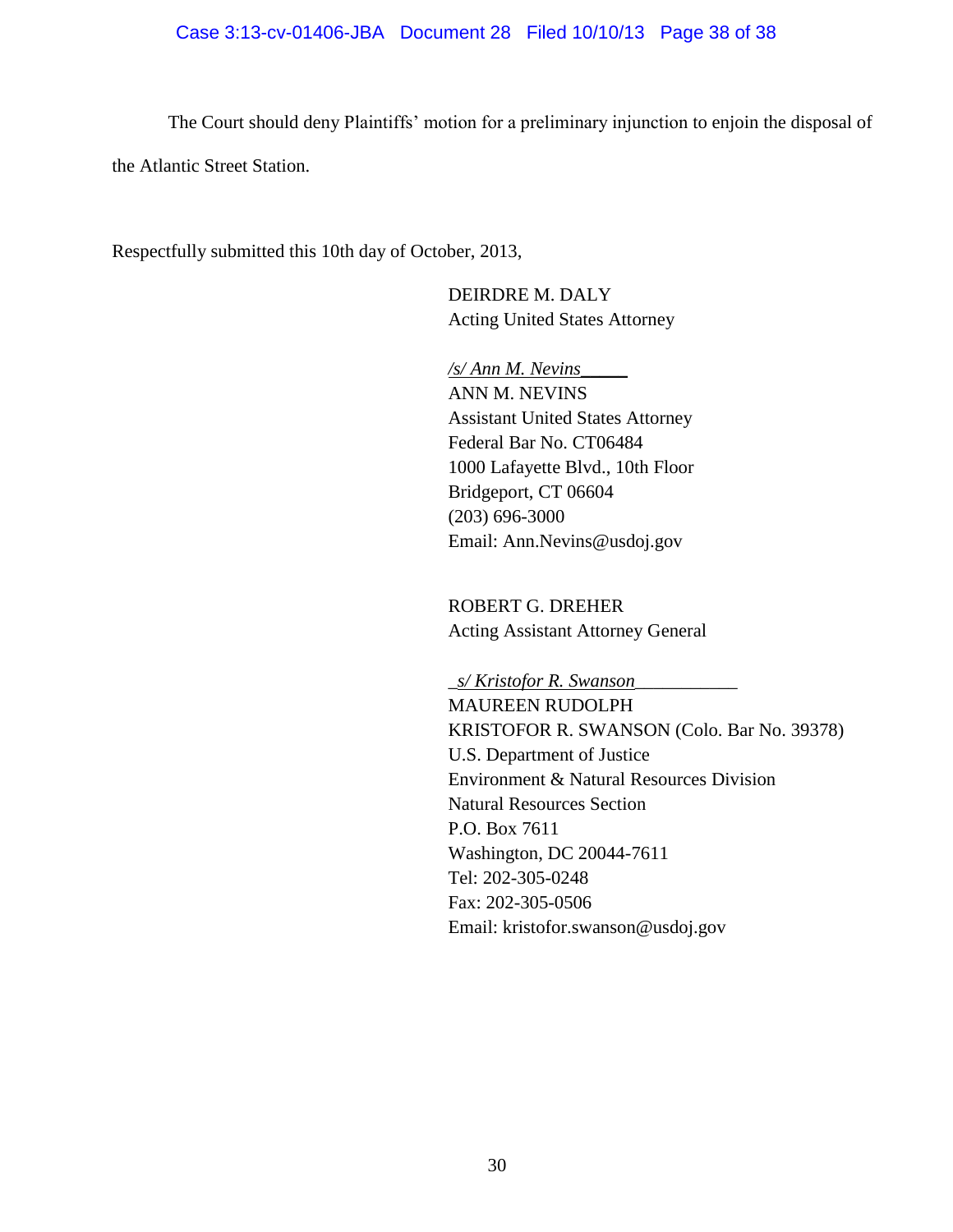The Court should deny Plaintiffs' motion for a preliminary injunction to enjoin the disposal of the Atlantic Street Station.

Respectfully submitted this 10th day of October, 2013,

DEIRDRE M. DALY  
Acting United States Attorney

*/s/ Ann M. Nevins*  
ANN M. NEVINS  
Assistant United States Attorney  
Federal Bar No. CT06484  
1000 Lafayette Blvd., 10th Floor  
Bridgeport, CT 06604  
(203) 696-3000  
Email: Ann.Nevins@usdoj.gov

ROBERT G. DREHER  
Acting Assistant Attorney General

*s/ Kristofor R. Swanson*  
MAUREEN RUDOLPH  
KRISTOFOR R. SWANSON (Colo. Bar No. 39378)  
U.S. Department of Justice  
Environment & Natural Resources Division  
Natural Resources Section  
P.O. Box 7611  
Washington, DC 20044-7611  
Tel: 202-305-0248  
Fax: 202-305-0506  
Email: kristofor.swanson@usdoj.gov